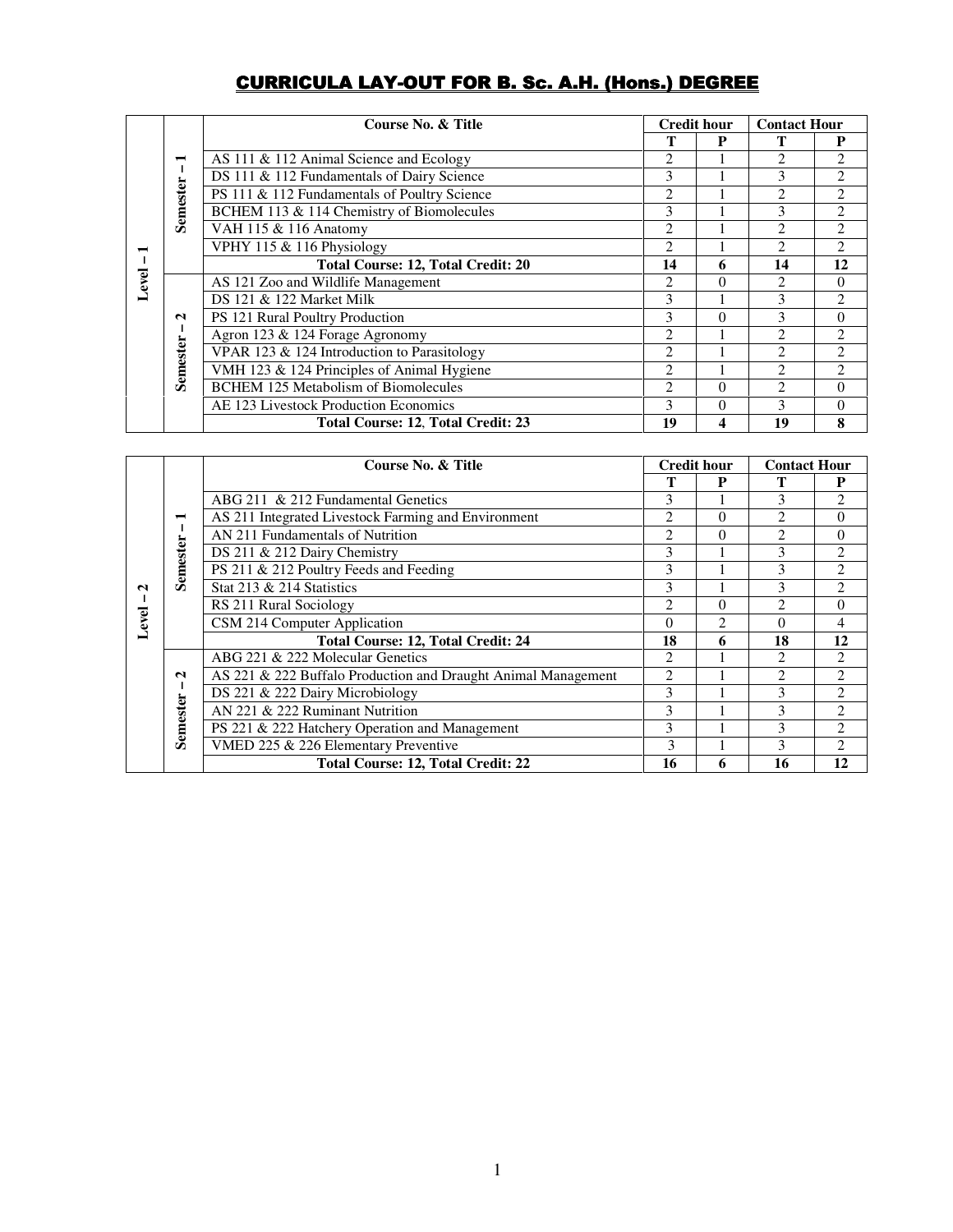# CURRICULA LAY-OUT FOR B. Sc. A.H. (Hons.) DEGREE

| Level | Semester | Course No. & Title | Credit hour | | Contact Hour | |
|---|---|---|---|---|---|---|
| | | | T | P | T | P |
| Level – 1 | Semester – 1 | AS 111 & 112 Animal Science and Ecology | 2 | 1 | 2 | 2 |
| | | DS 111 & 112 Fundamentals of Dairy Science | 3 | 1 | 3 | 2 |
| | | PS 111 & 112 Fundamentals of Poultry Science | 2 | 1 | 2 | 2 |
| | | BCHEM 113 & 114 Chemistry of Biomolecules | 3 | 1 | 3 | 2 |
| | | VAH 115 & 116 Anatomy | 2 | 1 | 2 | 2 |
| | | VPHY 115 & 116 Physiology | 2 | 1 | 2 | 2 |
| | | **Total Course: 12, Total Credit: 20** | **14** | **6** | **14** | **12** |
| | Semester – 2 | AS 121 Zoo and Wildlife Management | 2 | 0 | 2 | 0 |
| | | DS 121 & 122 Market Milk | 3 | 1 | 3 | 2 |
| | | PS 121 Rural Poultry Production | 3 | 0 | 3 | 0 |
| | | Agron 123 & 124 Forage Agronomy | 2 | 1 | 2 | 2 |
| | | VPAR 123 & 124 Introduction to Parasitology | 2 | 1 | 2 | 2 |
| | | VMH 123 & 124 Principles of Animal Hygiene | 2 | 1 | 2 | 2 |
| | | BCHEM 125 Metabolism of Biomolecules | 2 | 0 | 2 | 0 |
| | | AE 123 Livestock Production Economics | 3 | 0 | 3 | 0 |
| | | **Total Course: 12, Total Credit: 23** | **19** | **4** | **19** | **8** |

| Level | Semester | Course No. & Title | Credit hour | | Contact Hour | |
|---|---|---|---|---|---|---|
| | | | T | P | T | P |
| Level – 2 | Semester – 1 | ABG 211 & 212 Fundamental Genetics | 3 | 1 | 3 | 2 |
| | | AS 211 Integrated Livestock Farming and Environment | 2 | 0 | 2 | 0 |
| | | AN 211 Fundamentals of Nutrition | 2 | 0 | 2 | 0 |
| | | DS 211 & 212 Dairy Chemistry | 3 | 1 | 3 | 2 |
| | | PS 211 & 212 Poultry Feeds and Feeding | 3 | 1 | 3 | 2 |
| | | Stat 213 & 214 Statistics | 3 | 1 | 3 | 2 |
| | | RS 211 Rural Sociology | 2 | 0 | 2 | 0 |
| | | CSM 214 Computer Application | 0 | 2 | 0 | 4 |
| | | **Total Course: 12, Total Credit: 24** | **18** | **6** | **18** | **12** |
| | Semester – 2 | ABG 221 & 222 Molecular Genetics | 2 | 1 | 2 | 2 |
| | | AS 221 & 222 Buffalo Production and Draught Animal Management | 2 | 1 | 2 | 2 |
| | | DS 221 & 222 Dairy Microbiology | 3 | 1 | 3 | 2 |
| | | AN 221 & 222 Ruminant Nutrition | 3 | 1 | 3 | 2 |
| | | PS 221 & 222 Hatchery Operation and Management | 3 | 1 | 3 | 2 |
| | | VMED 225 & 226 Elementary Preventive | 3 | 1 | 3 | 2 |
| | | **Total Course: 12, Total Credit: 22** | **16** | **6** | **16** | **12** |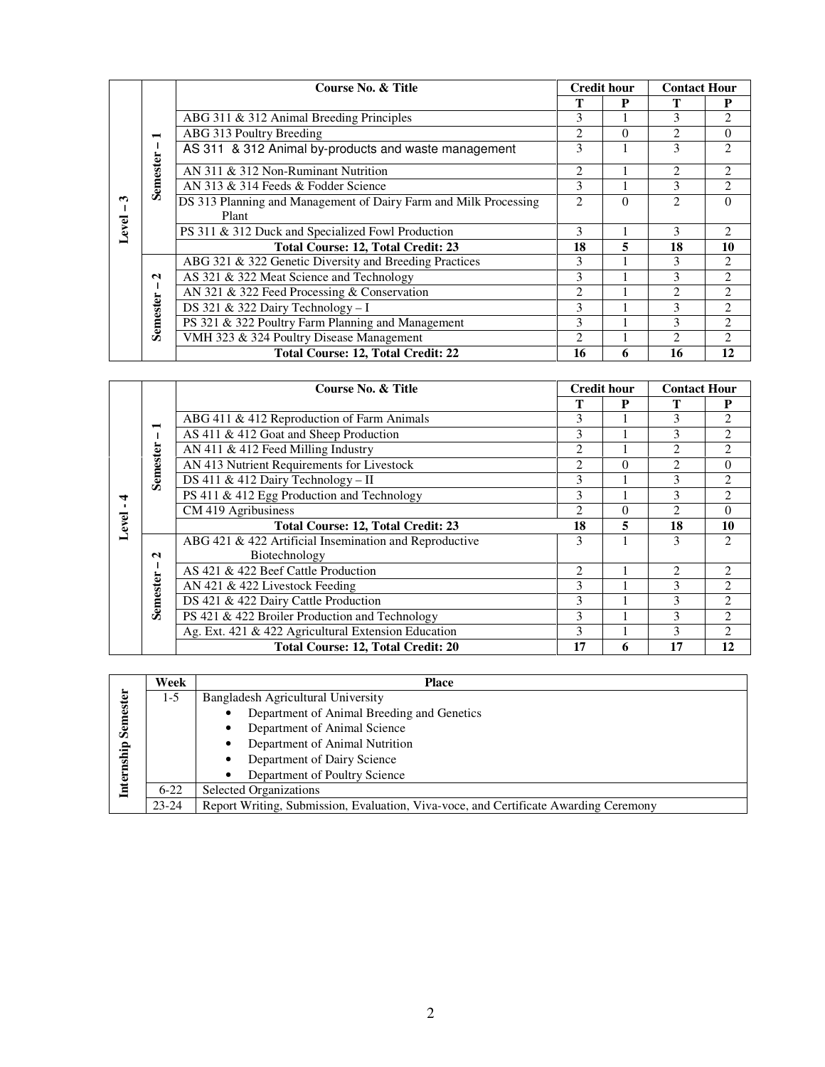| Level | Semester | Course No. & Title | Credit hour | | Contact Hour | |
|---|---|---|---|---|---|---|
| | | | T | P | T | P |
| Level – 3 | Semester – 1 | ABG 311 & 312 Animal Breeding Principles | 3 | 1 | 3 | 2 |
| | | ABG 313 Poultry Breeding | 2 | 0 | 2 | 0 |
| | | AS 311 & 312 Animal by-products and waste management | 3 | 1 | 3 | 2 |
| | | AN 311 & 312 Non-Ruminant Nutrition | 2 | 1 | 2 | 2 |
| | | AN 313 & 314 Feeds & Fodder Science | 3 | 1 | 3 | 2 |
| | | DS 313 Planning and Management of Dairy Farm and Milk Processing Plant | 2 | 0 | 2 | 0 |
| | | PS 311 & 312 Duck and Specialized Fowl Production | 3 | 1 | 3 | 2 |
| | | **Total Course: 12, Total Credit: 23** | **18** | **5** | **18** | **10** |
| | Semester – 2 | ABG 321 & 322 Genetic Diversity and Breeding Practices | 3 | 1 | 3 | 2 |
| | | AS 321 & 322 Meat Science and Technology | 3 | 1 | 3 | 2 |
| | | AN 321 & 322 Feed Processing & Conservation | 2 | 1 | 2 | 2 |
| | | DS 321 & 322 Dairy Technology – I | 3 | 1 | 3 | 2 |
| | | PS 321 & 322 Poultry Farm Planning and Management | 3 | 1 | 3 | 2 |
| | | VMH 323 & 324 Poultry Disease Management | 2 | 1 | 2 | 2 |
| | | **Total Course: 12, Total Credit: 22** | **16** | **6** | **16** | **12** |

| Level | Semester | Course No. & Title | Credit hour | | Contact Hour | |
|---|---|---|---|---|---|---|
| | | | T | P | T | P |
| Level - 4 | Semester – 1 | ABG 411 & 412 Reproduction of Farm Animals | 3 | 1 | 3 | 2 |
| | | AS 411 & 412 Goat and Sheep Production | 3 | 1 | 3 | 2 |
| | | AN 411 & 412 Feed Milling Industry | 2 | 1 | 2 | 2 |
| | | AN 413 Nutrient Requirements for Livestock | 2 | 0 | 2 | 0 |
| | | DS 411 & 412 Dairy Technology – II | 3 | 1 | 3 | 2 |
| | | PS 411 & 412 Egg Production and Technology | 3 | 1 | 3 | 2 |
| | | CM 419 Agribusiness | 2 | 0 | 2 | 0 |
| | | **Total Course: 12, Total Credit: 23** | **18** | **5** | **18** | **10** |
| | Semester – 2 | ABG 421 & 422 Artificial Insemination and Reproductive Biotechnology | 3 | 1 | 3 | 2 |
| | | AS 421 & 422 Beef Cattle Production | 2 | 1 | 2 | 2 |
| | | AN 421 & 422 Livestock Feeding | 3 | 1 | 3 | 2 |
| | | DS 421 & 422 Dairy Cattle Production | 3 | 1 | 3 | 2 |
| | | PS 421 & 422 Broiler Production and Technology | 3 | 1 | 3 | 2 |
| | | Ag. Ext. 421 & 422 Agricultural Extension Education | 3 | 1 | 3 | 2 |
| | | **Total Course: 12, Total Credit: 20** | **17** | **6** | **17** | **12** |

| Internship Semester | Week | Place |
|---|---|---|
| | 1-5 | Bangladesh Agricultural University<br>• Department of Animal Breeding and Genetics<br>• Department of Animal Science<br>• Department of Animal Nutrition<br>• Department of Dairy Science<br>• Department of Poultry Science |
| | 6-22 | Selected Organizations |
| | 23-24 | Report Writing, Submission, Evaluation, Viva-voce, and Certificate Awarding Ceremony |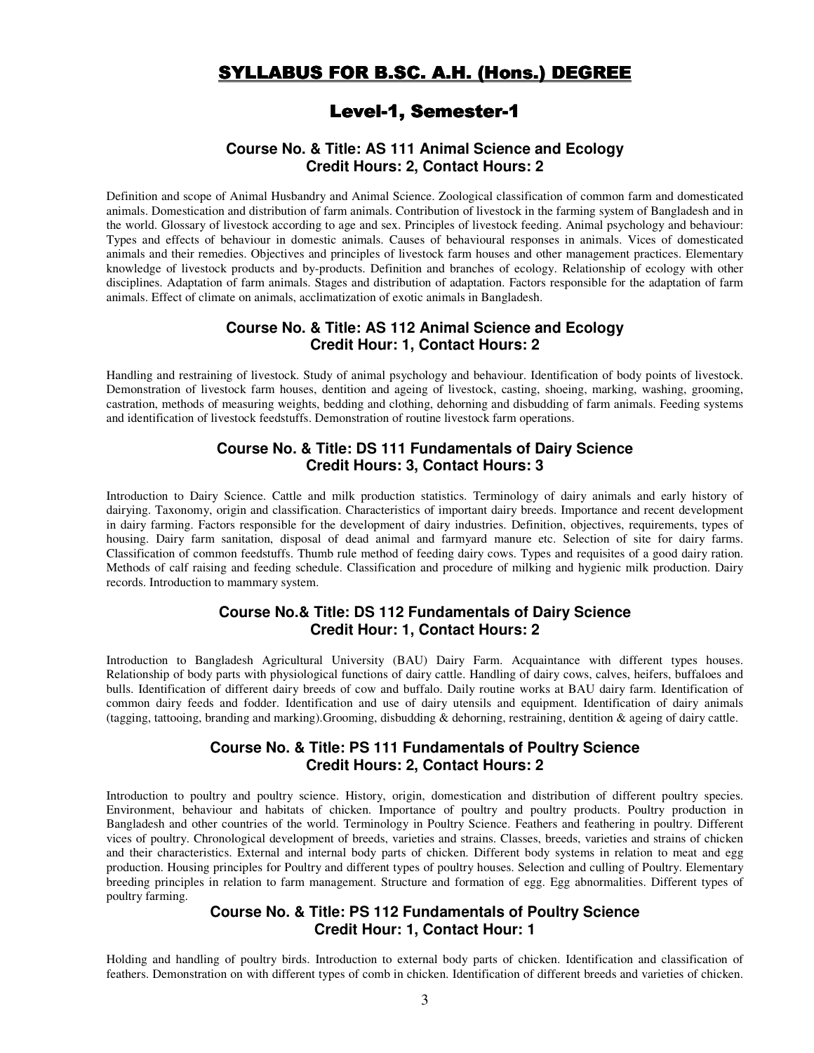# SYLLABUS FOR B.SC. A.H. (Hons.) DEGREE

## Level-1, Semester-1

### Course No. & Title: AS 111 Animal Science and Ecology
### Credit Hours: 2, Contact Hours: 2

Definition and scope of Animal Husbandry and Animal Science. Zoological classification of common farm and domesticated animals. Domestication and distribution of farm animals. Contribution of livestock in the farming system of Bangladesh and in the world. Glossary of livestock according to age and sex. Principles of livestock feeding. Animal psychology and behaviour: Types and effects of behaviour in domestic animals. Causes of behavioural responses in animals. Vices of domesticated animals and their remedies. Objectives and principles of livestock farm houses and other management practices. Elementary knowledge of livestock products and by-products. Definition and branches of ecology. Relationship of ecology with other disciplines. Adaptation of farm animals. Stages and distribution of adaptation. Factors responsible for the adaptation of farm animals. Effect of climate on animals, acclimatization of exotic animals in Bangladesh.

### Course No. & Title: AS 112 Animal Science and Ecology
### Credit Hour: 1, Contact Hours: 2

Handling and restraining of livestock. Study of animal psychology and behaviour. Identification of body points of livestock. Demonstration of livestock farm houses, dentition and ageing of livestock, casting, shoeing, marking, washing, grooming, castration, methods of measuring weights, bedding and clothing, dehorning and disbudding of farm animals. Feeding systems and identification of livestock feedstuffs. Demonstration of routine livestock farm operations.

### Course No. & Title: DS 111 Fundamentals of Dairy Science
### Credit Hours: 3, Contact Hours: 3

Introduction to Dairy Science. Cattle and milk production statistics. Terminology of dairy animals and early history of dairying. Taxonomy, origin and classification. Characteristics of important dairy breeds. Importance and recent development in dairy farming. Factors responsible for the development of dairy industries. Definition, objectives, requirements, types of housing. Dairy farm sanitation, disposal of dead animal and farmyard manure etc. Selection of site for dairy farms. Classification of common feedstuffs. Thumb rule method of feeding dairy cows. Types and requisites of a good dairy ration. Methods of calf raising and feeding schedule. Classification and procedure of milking and hygienic milk production. Dairy records. Introduction to mammary system.

### Course No.& Title: DS 112 Fundamentals of Dairy Science
### Credit Hour: 1, Contact Hours: 2

Introduction to Bangladesh Agricultural University (BAU) Dairy Farm. Acquaintance with different types houses. Relationship of body parts with physiological functions of dairy cattle. Handling of dairy cows, calves, heifers, buffaloes and bulls. Identification of different dairy breeds of cow and buffalo. Daily routine works at BAU dairy farm. Identification of common dairy feeds and fodder. Identification and use of dairy utensils and equipment. Identification of dairy animals (tagging, tattooing, branding and marking).Grooming, disbudding & dehorning, restraining, dentition & ageing of dairy cattle.

### Course No. & Title: PS 111 Fundamentals of Poultry Science
### Credit Hours: 2, Contact Hours: 2

Introduction to poultry and poultry science. History, origin, domestication and distribution of different poultry species. Environment, behaviour and habitats of chicken. Importance of poultry and poultry products. Poultry production in Bangladesh and other countries of the world. Terminology in Poultry Science. Feathers and feathering in poultry. Different vices of poultry. Chronological development of breeds, varieties and strains. Classes, breeds, varieties and strains of chicken and their characteristics. External and internal body parts of chicken. Different body systems in relation to meat and egg production. Housing principles for Poultry and different types of poultry houses. Selection and culling of Poultry. Elementary breeding principles in relation to farm management. Structure and formation of egg. Egg abnormalities. Different types of poultry farming.

### Course No. & Title: PS 112 Fundamentals of Poultry Science
### Credit Hour: 1, Contact Hour: 1

Holding and handling of poultry birds. Introduction to external body parts of chicken. Identification and classification of feathers. Demonstration on with different types of comb in chicken. Identification of different breeds and varieties of chicken.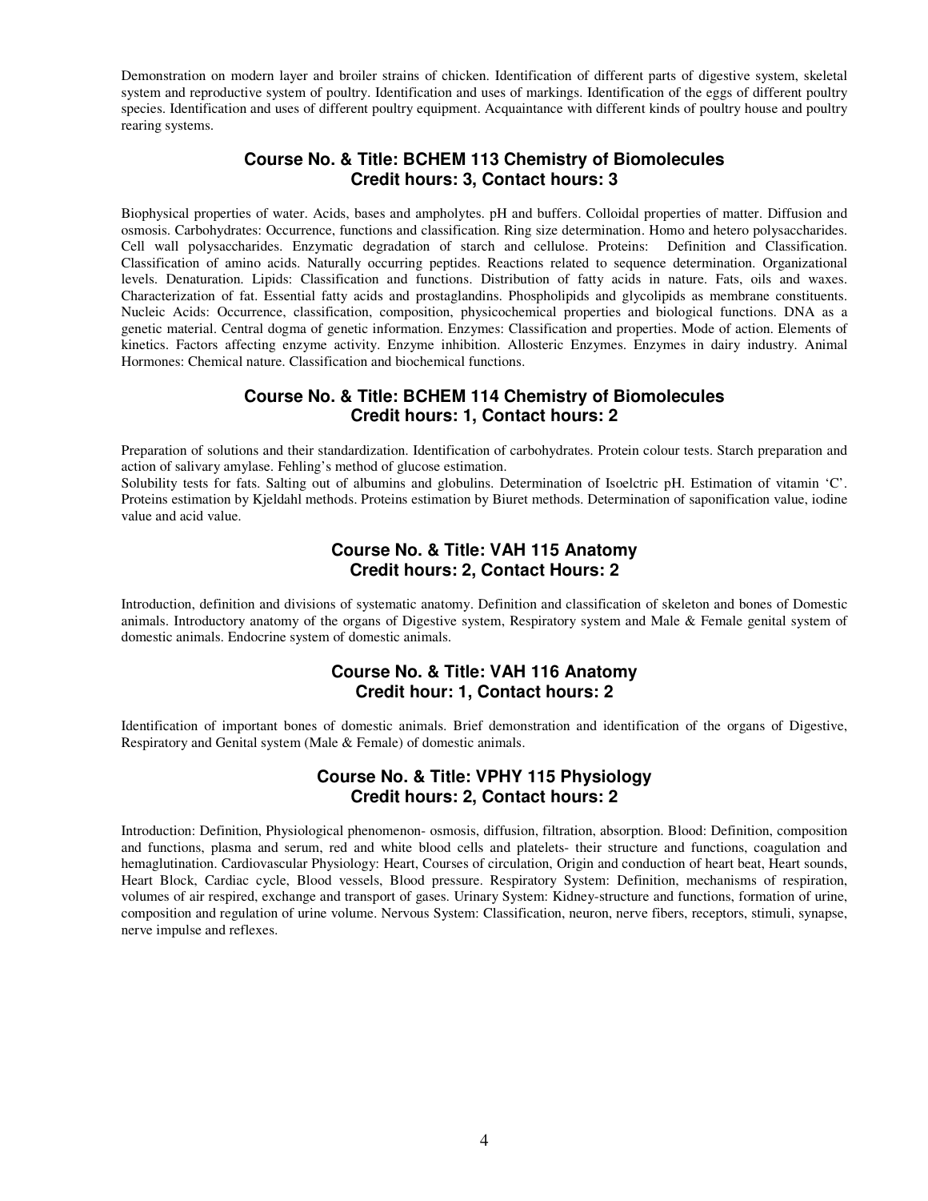Demonstration on modern layer and broiler strains of chicken. Identification of different parts of digestive system, skeletal system and reproductive system of poultry. Identification and uses of markings. Identification of the eggs of different poultry species. Identification and uses of different poultry equipment. Acquaintance with different kinds of poultry house and poultry rearing systems.

## Course No. & Title: BCHEM 113 Chemistry of Biomolecules
## Credit hours: 3, Contact hours: 3

Biophysical properties of water. Acids, bases and ampholytes. pH and buffers. Colloidal properties of matter. Diffusion and osmosis. Carbohydrates: Occurrence, functions and classification. Ring size determination. Homo and hetero polysaccharides. Cell wall polysaccharides. Enzymatic degradation of starch and cellulose. Proteins: Definition and Classification. Classification of amino acids. Naturally occurring peptides. Reactions related to sequence determination. Organizational levels. Denaturation. Lipids: Classification and functions. Distribution of fatty acids in nature. Fats, oils and waxes. Characterization of fat. Essential fatty acids and prostaglandins. Phospholipids and glycolipids as membrane constituents. Nucleic Acids: Occurrence, classification, composition, physicochemical properties and biological functions. DNA as a genetic material. Central dogma of genetic information. Enzymes: Classification and properties. Mode of action. Elements of kinetics. Factors affecting enzyme activity. Enzyme inhibition. Allosteric Enzymes. Enzymes in dairy industry. Animal Hormones: Chemical nature. Classification and biochemical functions.

## Course No. & Title: BCHEM 114 Chemistry of Biomolecules
## Credit hours: 1, Contact hours: 2

Preparation of solutions and their standardization. Identification of carbohydrates. Protein colour tests. Starch preparation and action of salivary amylase. Fehling's method of glucose estimation.
Solubility tests for fats. Salting out of albumins and globulins. Determination of Isoelctric pH. Estimation of vitamin 'C'. Proteins estimation by Kjeldahl methods. Proteins estimation by Biuret methods. Determination of saponification value, iodine value and acid value.

## Course No. & Title: VAH 115 Anatomy
## Credit hours: 2, Contact Hours: 2

Introduction, definition and divisions of systematic anatomy. Definition and classification of skeleton and bones of Domestic animals. Introductory anatomy of the organs of Digestive system, Respiratory system and Male & Female genital system of domestic animals. Endocrine system of domestic animals.

## Course No. & Title: VAH 116 Anatomy
## Credit hour: 1, Contact hours: 2

Identification of important bones of domestic animals. Brief demonstration and identification of the organs of Digestive, Respiratory and Genital system (Male & Female) of domestic animals.

## Course No. & Title: VPHY 115 Physiology
## Credit hours: 2, Contact hours: 2

Introduction: Definition, Physiological phenomenon- osmosis, diffusion, filtration, absorption. Blood: Definition, composition and functions, plasma and serum, red and white blood cells and platelets- their structure and functions, coagulation and hemaglutination. Cardiovascular Physiology: Heart, Courses of circulation, Origin and conduction of heart beat, Heart sounds, Heart Block, Cardiac cycle, Blood vessels, Blood pressure. Respiratory System: Definition, mechanisms of respiration, volumes of air respired, exchange and transport of gases. Urinary System: Kidney-structure and functions, formation of urine, composition and regulation of urine volume. Nervous System: Classification, neuron, nerve fibers, receptors, stimuli, synapse, nerve impulse and reflexes.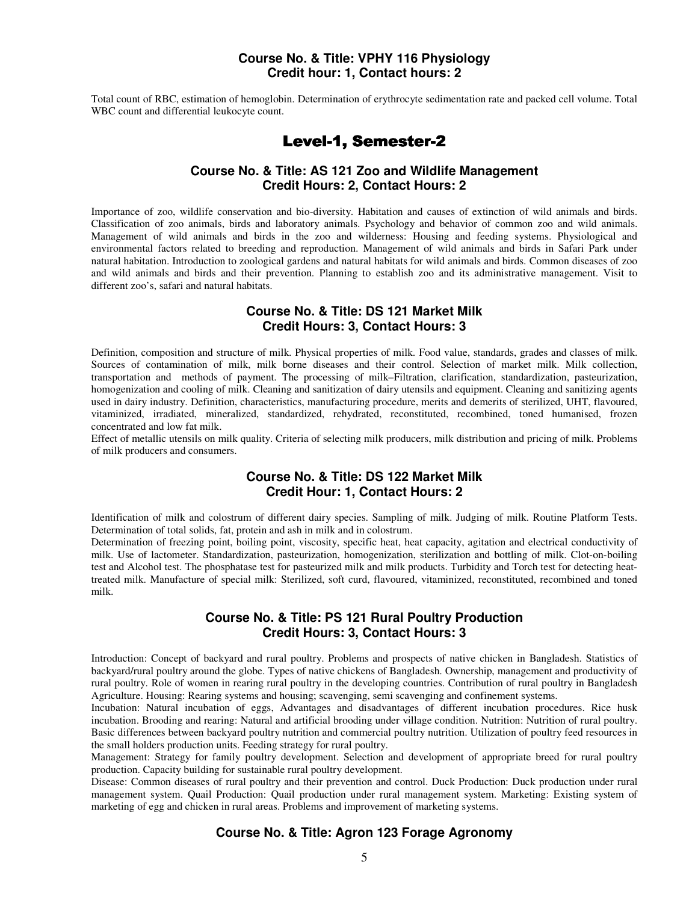### Course No. & Title: VPHY 116 Physiology
### Credit hour: 1, Contact hours: 2

Total count of RBC, estimation of hemoglobin. Determination of erythrocyte sedimentation rate and packed cell volume. Total WBC count and differential leukocyte count.

## Level-1, Semester-2

### Course No. & Title: AS 121 Zoo and Wildlife Management
### Credit Hours: 2, Contact Hours: 2

Importance of zoo, wildlife conservation and bio-diversity. Habitation and causes of extinction of wild animals and birds. Classification of zoo animals, birds and laboratory animals. Psychology and behavior of common zoo and wild animals. Management of wild animals and birds in the zoo and wilderness: Housing and feeding systems. Physiological and environmental factors related to breeding and reproduction. Management of wild animals and birds in Safari Park under natural habitation. Introduction to zoological gardens and natural habitats for wild animals and birds. Common diseases of zoo and wild animals and birds and their prevention. Planning to establish zoo and its administrative management. Visit to different zoo's, safari and natural habitats.

### Course No. & Title: DS 121 Market Milk
### Credit Hours: 3, Contact Hours: 3

Definition, composition and structure of milk. Physical properties of milk. Food value, standards, grades and classes of milk. Sources of contamination of milk, milk borne diseases and their control. Selection of market milk. Milk collection, transportation and methods of payment. The processing of milk–Filtration, clarification, standardization, pasteurization, homogenization and cooling of milk. Cleaning and sanitization of dairy utensils and equipment. Cleaning and sanitizing agents used in dairy industry. Definition, characteristics, manufacturing procedure, merits and demerits of sterilized, UHT, flavoured, vitaminized, irradiated, mineralized, standardized, rehydrated, reconstituted, recombined, toned humanised, frozen concentrated and low fat milk.

Effect of metallic utensils on milk quality. Criteria of selecting milk producers, milk distribution and pricing of milk. Problems of milk producers and consumers.

### Course No. & Title: DS 122 Market Milk
### Credit Hour: 1, Contact Hours: 2

Identification of milk and colostrum of different dairy species. Sampling of milk. Judging of milk. Routine Platform Tests. Determination of total solids, fat, protein and ash in milk and in colostrum.

Determination of freezing point, boiling point, viscosity, specific heat, heat capacity, agitation and electrical conductivity of milk. Use of lactometer. Standardization, pasteurization, homogenization, sterilization and bottling of milk. Clot-on-boiling test and Alcohol test. The phosphatase test for pasteurized milk and milk products. Turbidity and Torch test for detecting heat-treated milk. Manufacture of special milk: Sterilized, soft curd, flavoured, vitaminized, reconstituted, recombined and toned milk.

### Course No. & Title: PS 121 Rural Poultry Production
### Credit Hours: 3, Contact Hours: 3

Introduction: Concept of backyard and rural poultry. Problems and prospects of native chicken in Bangladesh. Statistics of backyard/rural poultry around the globe. Types of native chickens of Bangladesh. Ownership, management and productivity of rural poultry. Role of women in rearing rural poultry in the developing countries. Contribution of rural poultry in Bangladesh Agriculture. Housing: Rearing systems and housing; scavenging, semi scavenging and confinement systems.

Incubation: Natural incubation of eggs, Advantages and disadvantages of different incubation procedures. Rice husk incubation. Brooding and rearing: Natural and artificial brooding under village condition. Nutrition: Nutrition of rural poultry. Basic differences between backyard poultry nutrition and commercial poultry nutrition. Utilization of poultry feed resources in the small holders production units. Feeding strategy for rural poultry.

Management: Strategy for family poultry development. Selection and development of appropriate breed for rural poultry production. Capacity building for sustainable rural poultry development.

Disease: Common diseases of rural poultry and their prevention and control. Duck Production: Duck production under rural management system. Quail Production: Quail production under rural management system. Marketing: Existing system of marketing of egg and chicken in rural areas. Problems and improvement of marketing systems.

### Course No. & Title: Agron 123 Forage Agronomy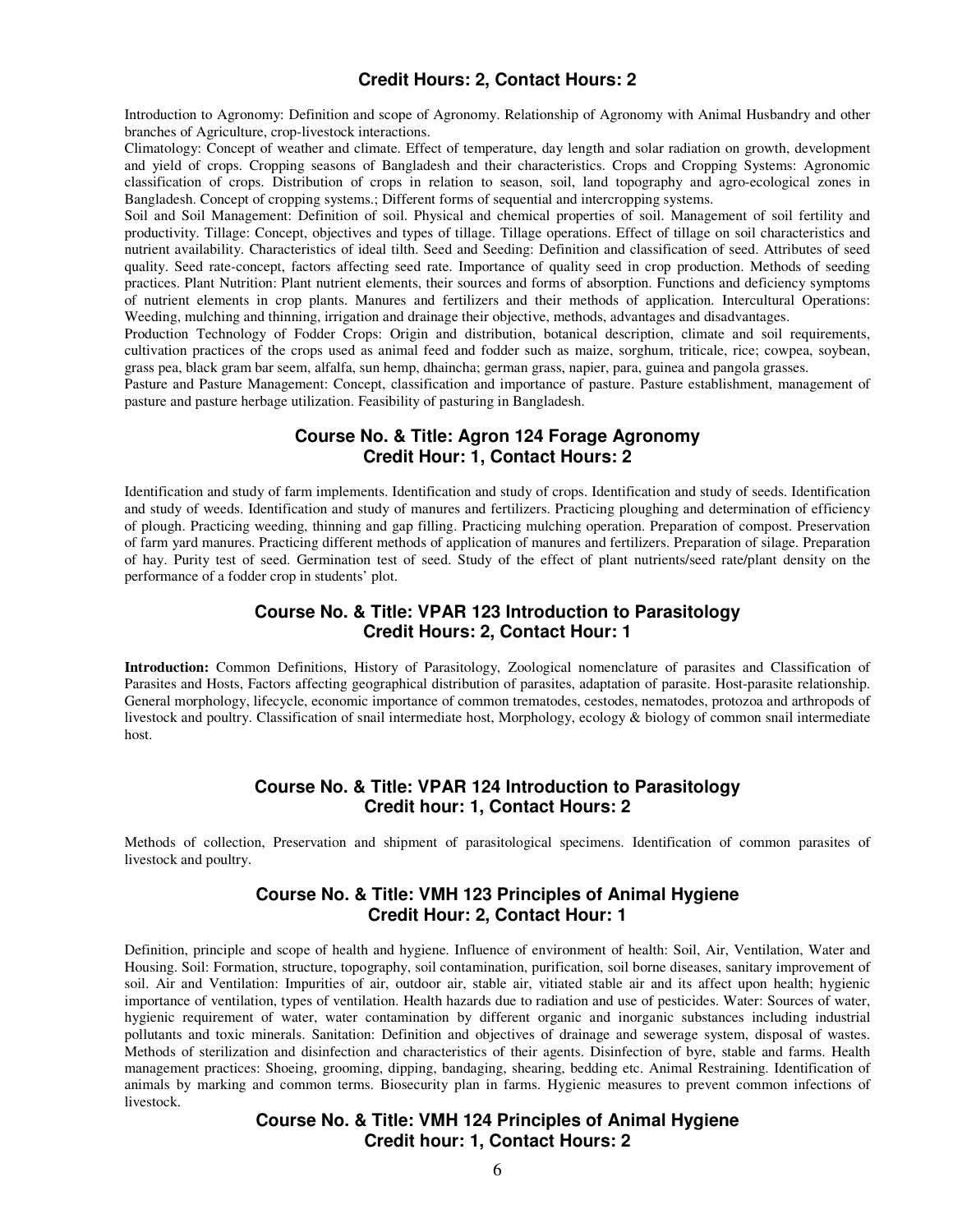## Credit Hours: 2, Contact Hours: 2

Introduction to Agronomy: Definition and scope of Agronomy. Relationship of Agronomy with Animal Husbandry and other branches of Agriculture, crop-livestock interactions.

Climatology: Concept of weather and climate. Effect of temperature, day length and solar radiation on growth, development and yield of crops. Cropping seasons of Bangladesh and their characteristics. Crops and Cropping Systems: Agronomic classification of crops. Distribution of crops in relation to season, soil, land topography and agro-ecological zones in Bangladesh. Concept of cropping systems.; Different forms of sequential and intercropping systems.

Soil and Soil Management: Definition of soil. Physical and chemical properties of soil. Management of soil fertility and productivity. Tillage: Concept, objectives and types of tillage. Tillage operations. Effect of tillage on soil characteristics and nutrient availability. Characteristics of ideal tilth. Seed and Seeding: Definition and classification of seed. Attributes of seed quality. Seed rate-concept, factors affecting seed rate. Importance of quality seed in crop production. Methods of seeding practices. Plant Nutrition: Plant nutrient elements, their sources and forms of absorption. Functions and deficiency symptoms of nutrient elements in crop plants. Manures and fertilizers and their methods of application. Intercultural Operations: Weeding, mulching and thinning, irrigation and drainage their objective, methods, advantages and disadvantages.

Production Technology of Fodder Crops: Origin and distribution, botanical description, climate and soil requirements, cultivation practices of the crops used as animal feed and fodder such as maize, sorghum, triticale, rice; cowpea, soybean, grass pea, black gram bar seem, alfalfa, sun hemp, dhaincha; german grass, napier, para, guinea and pangola grasses.

Pasture and Pasture Management: Concept, classification and importance of pasture. Pasture establishment, management of pasture and pasture herbage utilization. Feasibility of pasturing in Bangladesh.

## Course No. & Title: Agron 124 Forage Agronomy
## Credit Hour: 1, Contact Hours: 2

Identification and study of farm implements. Identification and study of crops. Identification and study of seeds. Identification and study of weeds. Identification and study of manures and fertilizers. Practicing ploughing and determination of efficiency of plough. Practicing weeding, thinning and gap filling. Practicing mulching operation. Preparation of compost. Preservation of farm yard manures. Practicing different methods of application of manures and fertilizers. Preparation of silage. Preparation of hay. Purity test of seed. Germination test of seed. Study of the effect of plant nutrients/seed rate/plant density on the performance of a fodder crop in students' plot.

## Course No. & Title: VPAR 123 Introduction to Parasitology
## Credit Hours: 2, Contact Hour: 1

**Introduction:** Common Definitions, History of Parasitology, Zoological nomenclature of parasites and Classification of Parasites and Hosts, Factors affecting geographical distribution of parasites, adaptation of parasite. Host-parasite relationship. General morphology, lifecycle, economic importance of common trematodes, cestodes, nematodes, protozoa and arthropods of livestock and poultry. Classification of snail intermediate host, Morphology, ecology & biology of common snail intermediate host.

## Course No. & Title: VPAR 124 Introduction to Parasitology
## Credit hour: 1, Contact Hours: 2

Methods of collection, Preservation and shipment of parasitological specimens. Identification of common parasites of livestock and poultry.

## Course No. & Title: VMH 123 Principles of Animal Hygiene
## Credit Hour: 2, Contact Hour: 1

Definition, principle and scope of health and hygiene. Influence of environment of health: Soil, Air, Ventilation, Water and Housing. Soil: Formation, structure, topography, soil contamination, purification, soil borne diseases, sanitary improvement of soil. Air and Ventilation: Impurities of air, outdoor air, stable air, vitiated stable air and its affect upon health; hygienic importance of ventilation, types of ventilation. Health hazards due to radiation and use of pesticides. Water: Sources of water, hygienic requirement of water, water contamination by different organic and inorganic substances including industrial pollutants and toxic minerals. Sanitation: Definition and objectives of drainage and sewerage system, disposal of wastes. Methods of sterilization and disinfection and characteristics of their agents. Disinfection of byre, stable and farms. Health management practices: Shoeing, grooming, dipping, bandaging, shearing, bedding etc. Animal Restraining. Identification of animals by marking and common terms. Biosecurity plan in farms. Hygienic measures to prevent common infections of livestock.

## Course No. & Title: VMH 124 Principles of Animal Hygiene
## Credit hour: 1, Contact Hours: 2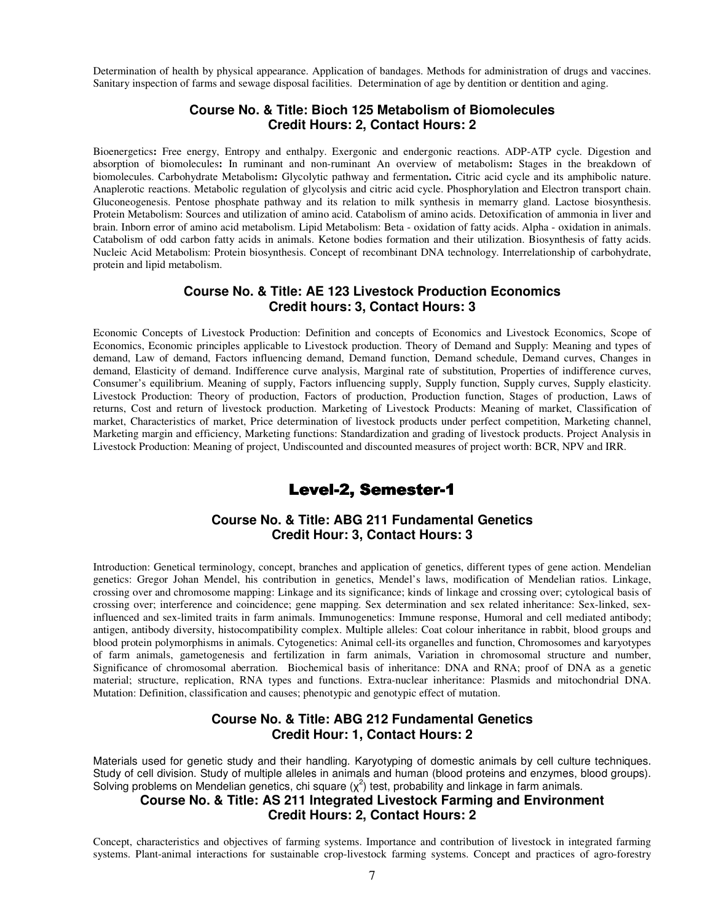Determination of health by physical appearance. Application of bandages. Methods for administration of drugs and vaccines. Sanitary inspection of farms and sewage disposal facilities. Determination of age by dentition or dentition and aging.

### Course No. & Title: Bioch 125 Metabolism of Biomolecules
### Credit Hours: 2, Contact Hours: 2

**Bioenergetics:** Free energy, Entropy and enthalpy. Exergonic and endergonic reactions. ADP-ATP cycle. **Digestion and absorption of biomolecules:** In ruminant and non-ruminant **An overview of metabolism:** Stages in the breakdown of biomolecules. **Carbohydrate Metabolism:** Glycolytic pathway and fermentation**.** Citric acid cycle and its amphibolic nature. Anaplerotic reactions. Metabolic regulation of glycolysis and citric acid cycle. Phosphorylation and Electron transport chain. Gluconeogenesis. Pentose phosphate pathway and its relation to milk synthesis in memarry gland. Lactose biosynthesis. Protein Metabolism: Sources and utilization of amino acid. Catabolism of amino acids. Detoxification of ammonia in liver and brain. Inborn error of amino acid metabolism. Lipid Metabolism: Beta - oxidation of fatty acids. Alpha - oxidation in animals. Catabolism of odd carbon fatty acids in animals. Ketone bodies formation and their utilization. Biosynthesis of fatty acids. Nucleic Acid Metabolism: Protein biosynthesis. Concept of recombinant DNA technology. Interrelationship of carbohydrate, protein and lipid metabolism.

### Course No. & Title: AE 123 Livestock Production Economics
### Credit hours: 3, Contact Hours: 3

Economic Concepts of Livestock Production: Definition and concepts of Economics and Livestock Economics, Scope of Economics, Economic principles applicable to Livestock production. Theory of Demand and Supply: Meaning and types of demand, Law of demand, Factors influencing demand, Demand function, Demand schedule, Demand curves, Changes in demand, Elasticity of demand. Indifference curve analysis, Marginal rate of substitution, Properties of indifference curves, Consumer's equilibrium. Meaning of supply, Factors influencing supply, Supply function, Supply curves, Supply elasticity. Livestock Production: Theory of production, Factors of production, Production function, Stages of production, Laws of returns, Cost and return of livestock production. Marketing of Livestock Products: Meaning of market, Classification of market, Characteristics of market, Price determination of livestock products under perfect competition, Marketing channel, Marketing margin and efficiency, Marketing functions: Standardization and grading of livestock products. Project Analysis in Livestock Production: Meaning of project, Undiscounted and discounted measures of project worth: BCR, NPV and IRR.

## Level-2, Semester-1

### Course No. & Title: ABG 211 Fundamental Genetics
### Credit Hour: 3, Contact Hours: 3

Introduction: Genetical terminology, concept, branches and application of genetics, different types of gene action. Mendelian genetics: Gregor Johan Mendel, his contribution in genetics, Mendel's laws, modification of Mendelian ratios. Linkage, crossing over and chromosome mapping: Linkage and its significance; kinds of linkage and crossing over; cytological basis of crossing over; interference and coincidence; gene mapping. Sex determination and sex related inheritance: Sex-linked, sex-influenced and sex-limited traits in farm animals. Immunogenetics: Immune response, Humoral and cell mediated antibody; antigen, antibody diversity, histocompatibility complex. Multiple alleles: Coat colour inheritance in rabbit, blood groups and blood protein polymorphisms in animals. Cytogenetics: Animal cell-its organelles and function, Chromosomes and karyotypes of farm animals, gametogenesis and fertilization in farm animals, Variation in chromosomal structure and number, Significance of chromosomal aberration. Biochemical basis of inheritance: DNA and RNA; proof of DNA as a genetic material; structure, replication, RNA types and functions. Extra-nuclear inheritance: Plasmids and mitochondrial DNA. Mutation: Definition, classification and causes; phenotypic and genotypic effect of mutation.

### Course No. & Title: ABG 212 Fundamental Genetics
### Credit Hour: 1, Contact Hours: 2

Materials used for genetic study and their handling. Karyotyping of domestic animals by cell culture techniques. Study of cell division. Study of multiple alleles in animals and human (blood proteins and enzymes, blood groups). Solving problems on Mendelian genetics, chi square ($\chi^2$) test, probability and linkage in farm animals.

### Course No. & Title: AS 211 Integrated Livestock Farming and Environment
### Credit Hours: 2, Contact Hours: 2

Concept, characteristics and objectives of farming systems. Importance and contribution of livestock in integrated farming systems. Plant-animal interactions for sustainable crop-livestock farming systems. Concept and practices of agro-forestry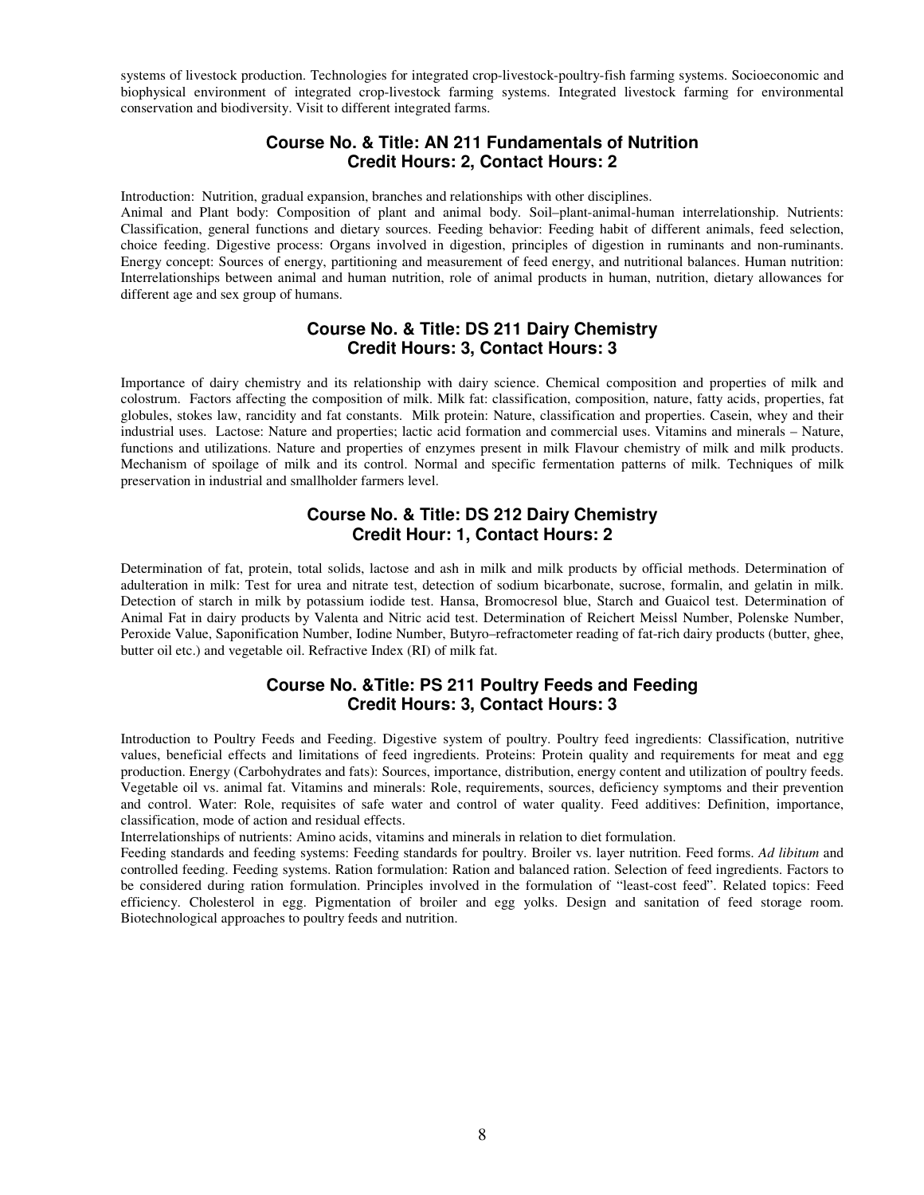systems of livestock production. Technologies for integrated crop-livestock-poultry-fish farming systems. Socioeconomic and biophysical environment of integrated crop-livestock farming systems. Integrated livestock farming for environmental conservation and biodiversity. Visit to different integrated farms.

## Course No. & Title: AN 211 Fundamentals of Nutrition
## Credit Hours: 2, Contact Hours: 2

Introduction: Nutrition, gradual expansion, branches and relationships with other disciplines.
Animal and Plant body: Composition of plant and animal body. Soil–plant-animal-human interrelationship. Nutrients: Classification, general functions and dietary sources. Feeding behavior: Feeding habit of different animals, feed selection, choice feeding. Digestive process: Organs involved in digestion, principles of digestion in ruminants and non-ruminants. Energy concept: Sources of energy, partitioning and measurement of feed energy, and nutritional balances. Human nutrition: Interrelationships between animal and human nutrition, role of animal products in human, nutrition, dietary allowances for different age and sex group of humans.

## Course No. & Title: DS 211 Dairy Chemistry
## Credit Hours: 3, Contact Hours: 3

Importance of dairy chemistry and its relationship with dairy science. Chemical composition and properties of milk and colostrum. Factors affecting the composition of milk. Milk fat: classification, composition, nature, fatty acids, properties, fat globules, stokes law, rancidity and fat constants. Milk protein: Nature, classification and properties. Casein, whey and their industrial uses. Lactose: Nature and properties; lactic acid formation and commercial uses. Vitamins and minerals – Nature, functions and utilizations. Nature and properties of enzymes present in milk Flavour chemistry of milk and milk products. Mechanism of spoilage of milk and its control. Normal and specific fermentation patterns of milk. Techniques of milk preservation in industrial and smallholder farmers level.

## Course No. & Title: DS 212 Dairy Chemistry
## Credit Hour: 1, Contact Hours: 2

Determination of fat, protein, total solids, lactose and ash in milk and milk products by official methods. Determination of adulteration in milk: Test for urea and nitrate test, detection of sodium bicarbonate, sucrose, formalin, and gelatin in milk. Detection of starch in milk by potassium iodide test. Hansa, Bromocresol blue, Starch and Guaicol test. Determination of Animal Fat in dairy products by Valenta and Nitric acid test. Determination of Reichert Meissl Number, Polenske Number, Peroxide Value, Saponification Number, Iodine Number, Butyro–refractometer reading of fat-rich dairy products (butter, ghee, butter oil etc.) and vegetable oil. Refractive Index (RI) of milk fat.

## Course No. &Title: PS 211 Poultry Feeds and Feeding
## Credit Hours: 3, Contact Hours: 3

Introduction to Poultry Feeds and Feeding. Digestive system of poultry. Poultry feed ingredients: Classification, nutritive values, beneficial effects and limitations of feed ingredients. Proteins: Protein quality and requirements for meat and egg production. Energy (Carbohydrates and fats): Sources, importance, distribution, energy content and utilization of poultry feeds. Vegetable oil vs. animal fat. Vitamins and minerals: Role, requirements, sources, deficiency symptoms and their prevention and control. Water: Role, requisites of safe water and control of water quality. Feed additives: Definition, importance, classification, mode of action and residual effects.
Interrelationships of nutrients: Amino acids, vitamins and minerals in relation to diet formulation.
Feeding standards and feeding systems: Feeding standards for poultry. Broiler vs. layer nutrition. Feed forms. *Ad libitum* and controlled feeding. Feeding systems. Ration formulation: Ration and balanced ration. Selection of feed ingredients. Factors to be considered during ration formulation. Principles involved in the formulation of "least-cost feed". Related topics: Feed efficiency. Cholesterol in egg. Pigmentation of broiler and egg yolks. Design and sanitation of feed storage room. Biotechnological approaches to poultry feeds and nutrition.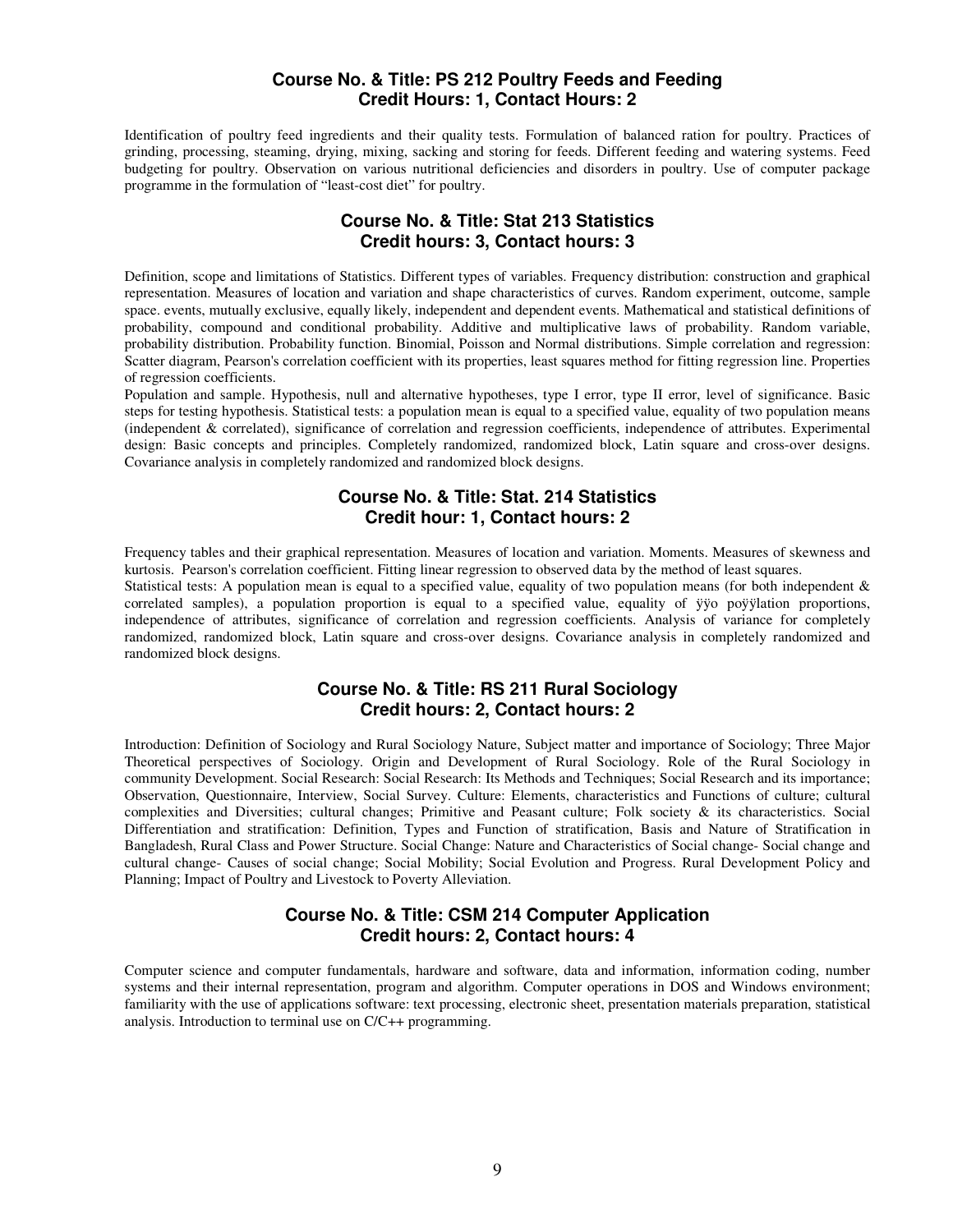### Course No. & Title: PS 212 Poultry Feeds and Feeding
### Credit Hours: 1, Contact Hours: 2

Identification of poultry feed ingredients and their quality tests. Formulation of balanced ration for poultry. Practices of grinding, processing, steaming, drying, mixing, sacking and storing for feeds. Different feeding and watering systems. Feed budgeting for poultry. Observation on various nutritional deficiencies and disorders in poultry. Use of computer package programme in the formulation of "least-cost diet" for poultry.

### Course No. & Title: Stat 213 Statistics
### Credit hours: 3, Contact hours: 3

Definition, scope and limitations of Statistics. Different types of variables. Frequency distribution: construction and graphical representation. Measures of location and variation and shape characteristics of curves. Random experiment, outcome, sample space. events, mutually exclusive, equally likely, independent and dependent events. Mathematical and statistical definitions of probability, compound and conditional probability. Additive and multiplicative laws of probability. Random variable, probability distribution. Probability function. Binomial, Poisson and Normal distributions. Simple correlation and regression: Scatter diagram, Pearson's correlation coefficient with its properties, least squares method for fitting regression line. Properties of regression coefficients.

Population and sample. Hypothesis, null and alternative hypotheses, type I error, type II error, level of significance. Basic steps for testing hypothesis. Statistical tests: a population mean is equal to a specified value, equality of two population means (independent & correlated), significance of correlation and regression coefficients, independence of attributes. Experimental design: Basic concepts and principles. Completely randomized, randomized block, Latin square and cross-over designs. Covariance analysis in completely randomized and randomized block designs.

### Course No. & Title: Stat. 214 Statistics
### Credit hour: 1, Contact hours: 2

Frequency tables and their graphical representation. Measures of location and variation. Moments. Measures of skewness and kurtosis. Pearson's correlation coefficient. Fitting linear regression to observed data by the method of least squares.

Statistical tests: A population mean is equal to a specified value, equality of two population means (for both independent & correlated samples), a population proportion is equal to a specified value, equality of ÿÿo poÿÿlation proportions, independence of attributes, significance of correlation and regression coefficients. Analysis of variance for completely randomized, randomized block, Latin square and cross-over designs. Covariance analysis in completely randomized and randomized block designs.

### Course No. & Title: RS 211 Rural Sociology
### Credit hours: 2, Contact hours: 2

Introduction: Definition of Sociology and Rural Sociology Nature, Subject matter and importance of Sociology; Three Major Theoretical perspectives of Sociology. Origin and Development of Rural Sociology. Role of the Rural Sociology in community Development. Social Research: Social Research: Its Methods and Techniques; Social Research and its importance; Observation, Questionnaire, Interview, Social Survey. Culture: Elements, characteristics and Functions of culture; cultural complexities and Diversities; cultural changes; Primitive and Peasant culture; Folk society & its characteristics. Social Differentiation and stratification: Definition, Types and Function of stratification, Basis and Nature of Stratification in Bangladesh, Rural Class and Power Structure. Social Change: Nature and Characteristics of Social change- Social change and cultural change- Causes of social change; Social Mobility; Social Evolution and Progress. Rural Development Policy and Planning; Impact of Poultry and Livestock to Poverty Alleviation.

### Course No. & Title: CSM 214 Computer Application
### Credit hours: 2, Contact hours: 4

Computer science and computer fundamentals, hardware and software, data and information, information coding, number systems and their internal representation, program and algorithm. Computer operations in DOS and Windows environment; familiarity with the use of applications software: text processing, electronic sheet, presentation materials preparation, statistical analysis. Introduction to terminal use on C/C++ programming.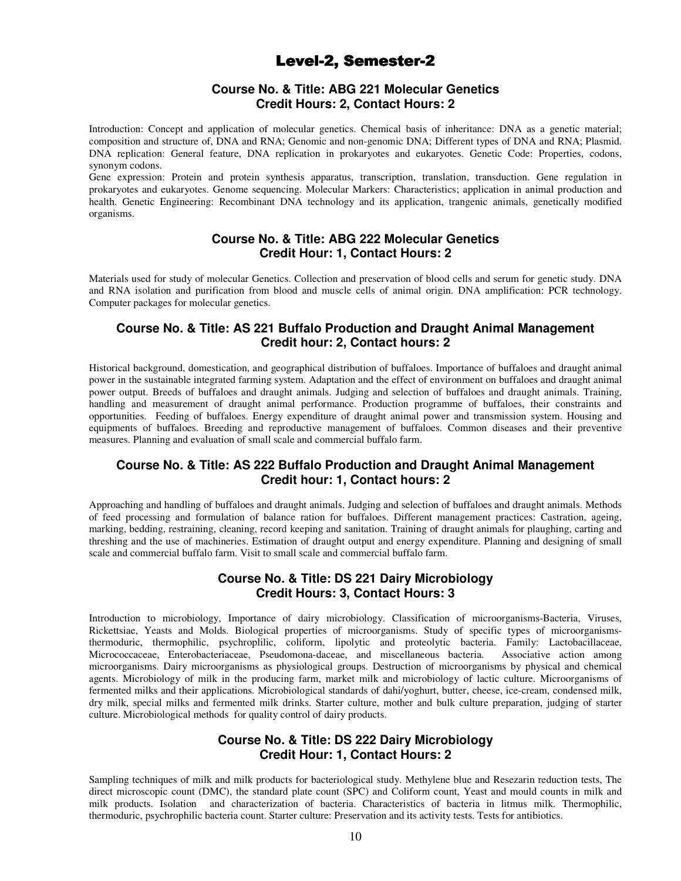# Level-2, Semester-2

### Course No. & Title: ABG 221 Molecular Genetics
### Credit Hours: 2, Contact Hours: 2

Introduction: Concept and application of molecular genetics. Chemical basis of inheritance: DNA as a genetic material; composition and structure of, DNA and RNA; Genomic and non-genomic DNA; Different types of DNA and RNA; Plasmid. DNA replication: General feature, DNA replication in prokaryotes and eukaryotes. Genetic Code: Properties, codons, synonym codons.

Gene expression: Protein and protein synthesis apparatus, transcription, translation, transduction. Gene regulation in prokaryotes and eukaryotes. Genome sequencing. Molecular Markers: Characteristics; application in animal production and health. Genetic Engineering: Recombinant DNA technology and its application, trangenic animals, genetically modified organisms.

### Course No. & Title: ABG 222 Molecular Genetics
### Credit Hour: 1, Contact Hours: 2

Materials used for study of molecular Genetics. Collection and preservation of blood cells and serum for genetic study. DNA and RNA isolation and purification from blood and muscle cells of animal origin. DNA amplification: PCR technology. Computer packages for molecular genetics.

### Course No. & Title: AS 221 Buffalo Production and Draught Animal Management
### Credit hour: 2, Contact hours: 2

Historical background, domestication, and geographical distribution of buffaloes. Importance of buffaloes and draught animal power in the sustainable integrated farming system. Adaptation and the effect of environment on buffaloes and draught animal power output. Breeds of buffaloes and draught animals. Judging and selection of buffaloes and draught animals. Training, handling and measurement of draught animal performance. Production programme of buffaloes, their constraints and opportunities. Feeding of buffaloes. Energy expenditure of draught animal power and transmission system. Housing and equipments of buffaloes. Breeding and reproductive management of buffaloes. Common diseases and their preventive measures. Planning and evaluation of small scale and commercial buffalo farm.

### Course No. & Title: AS 222 Buffalo Production and Draught Animal Management
### Credit hour: 1, Contact hours: 2

Approaching and handling of buffaloes and draught animals. Judging and selection of buffaloes and draught animals. Methods of feed processing and formulation of balance ration for buffaloes. Different management practices: Castration, ageing, marking, bedding, restraining, cleaning, record keeping and sanitation. Training of draught animals for plaughing, carting and threshing and the use of machineries. Estimation of draught output and energy expenditure. Planning and designing of small scale and commercial buffalo farm. Visit to small scale and commercial buffalo farm.

### Course No. & Title: DS 221 Dairy Microbiology
### Credit Hours: 3, Contact Hours: 3

Introduction to microbiology, Importance of dairy microbiology. Classification of microorganisms-Bacteria, Viruses, Rickettsiae, Yeasts and Molds. Biological properties of microorganisms. Study of specific types of microorganisms-thermoduric, thermophilic, psychroplilic, coliform, lipolytic and proteolytic bacteria. Family: Lactobacillaceae, Micrococcaceae, Enterobacteriaceae, Pseudomona-daceae, and miscellaneous bacteria. Associative action among microorganisms. Dairy microorganisms as physiological groups. Destruction of microorganisms by physical and chemical agents. Microbiology of milk in the producing farm, market milk and microbiology of lactic culture. Microorganisms of fermented milks and their applications. Microbiological standards of dahi/yoghurt, butter, cheese, ice-cream, condensed milk, dry milk, special milks and fermented milk drinks. Starter culture, mother and bulk culture preparation, judging of starter culture. Microbiological methods for quality control of dairy products.

### Course No. & Title: DS 222 Dairy Microbiology
### Credit Hour: 1, Contact Hours: 2

Sampling techniques of milk and milk products for bacteriological study. Methylene blue and Resezarin reduction tests, The direct microscopic count (DMC), the standard plate count (SPC) and Coliform count, Yeast and mould counts in milk and milk products. Isolation and characterization of bacteria. Characteristics of bacteria in litmus milk. Thermophilic, thermoduric, psychrophilic bacteria count. Starter culture: Preservation and its activity tests. Tests for antibiotics.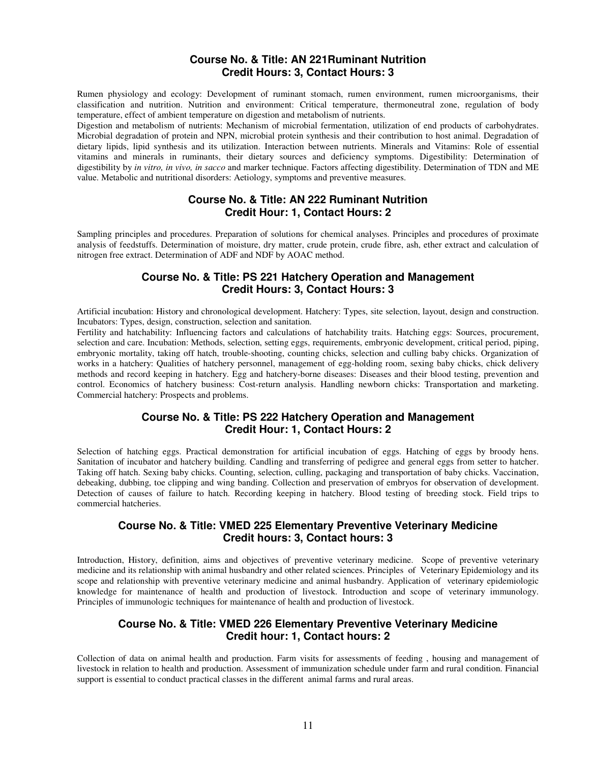### Course No. & Title: AN 221Ruminant Nutrition
### Credit Hours: 3, Contact Hours: 3

Rumen physiology and ecology: Development of ruminant stomach, rumen environment, rumen microorganisms, their classification and nutrition. Nutrition and environment: Critical temperature, thermoneutral zone, regulation of body temperature, effect of ambient temperature on digestion and metabolism of nutrients.

Digestion and metabolism of nutrients: Mechanism of microbial fermentation, utilization of end products of carbohydrates. Microbial degradation of protein and NPN, microbial protein synthesis and their contribution to host animal. Degradation of dietary lipids, lipid synthesis and its utilization. Interaction between nutrients. Minerals and Vitamins: Role of essential vitamins and minerals in ruminants, their dietary sources and deficiency symptoms. Digestibility: Determination of digestibility by *in vitro, in vivo, in sacco* and marker technique. Factors affecting digestibility. Determination of TDN and ME value. Metabolic and nutritional disorders: Aetiology, symptoms and preventive measures.

### Course No. & Title: AN 222 Ruminant Nutrition
### Credit Hour: 1, Contact Hours: 2

Sampling principles and procedures. Preparation of solutions for chemical analyses. Principles and procedures of proximate analysis of feedstuffs. Determination of moisture, dry matter, crude protein, crude fibre, ash, ether extract and calculation of nitrogen free extract. Determination of ADF and NDF by AOAC method.

### Course No. & Title: PS 221 Hatchery Operation and Management
### Credit Hours: 3, Contact Hours: 3

Artificial incubation: History and chronological development. Hatchery: Types, site selection, layout, design and construction. Incubators: Types, design, construction, selection and sanitation.

Fertility and hatchability: Influencing factors and calculations of hatchability traits. Hatching eggs: Sources, procurement, selection and care. Incubation: Methods, selection, setting eggs, requirements, embryonic development, critical period, piping, embryonic mortality, taking off hatch, trouble-shooting, counting chicks, selection and culling baby chicks. Organization of works in a hatchery: Qualities of hatchery personnel, management of egg-holding room, sexing baby chicks, chick delivery methods and record keeping in hatchery. Egg and hatchery-borne diseases: Diseases and their blood testing, prevention and control. Economics of hatchery business: Cost-return analysis. Handling newborn chicks: Transportation and marketing. Commercial hatchery: Prospects and problems.

### Course No. & Title: PS 222 Hatchery Operation and Management
### Credit Hour: 1, Contact Hours: 2

Selection of hatching eggs. Practical demonstration for artificial incubation of eggs. Hatching of eggs by broody hens. Sanitation of incubator and hatchery building. Candling and transferring of pedigree and general eggs from setter to hatcher. Taking off hatch. Sexing baby chicks. Counting, selection, culling, packaging and transportation of baby chicks. Vaccination, debeaking, dubbing, toe clipping and wing banding. Collection and preservation of embryos for observation of development. Detection of causes of failure to hatch. Recording keeping in hatchery. Blood testing of breeding stock. Field trips to commercial hatcheries.

### Course No. & Title: VMED 225 Elementary Preventive Veterinary Medicine
### Credit hours: 3, Contact hours: 3

Introduction, History, definition, aims and objectives of preventive veterinary medicine. Scope of preventive veterinary medicine and its relationship with animal husbandry and other related sciences. Principles of Veterinary Epidemiology and its scope and relationship with preventive veterinary medicine and animal husbandry. Application of veterinary epidemiologic knowledge for maintenance of health and production of livestock. Introduction and scope of veterinary immunology. Principles of immunologic techniques for maintenance of health and production of livestock.

### Course No. & Title: VMED 226 Elementary Preventive Veterinary Medicine
### Credit hour: 1, Contact hours: 2

Collection of data on animal health and production. Farm visits for assessments of feeding , housing and management of livestock in relation to health and production. Assessment of immunization schedule under farm and rural condition. Financial support is essential to conduct practical classes in the different animal farms and rural areas.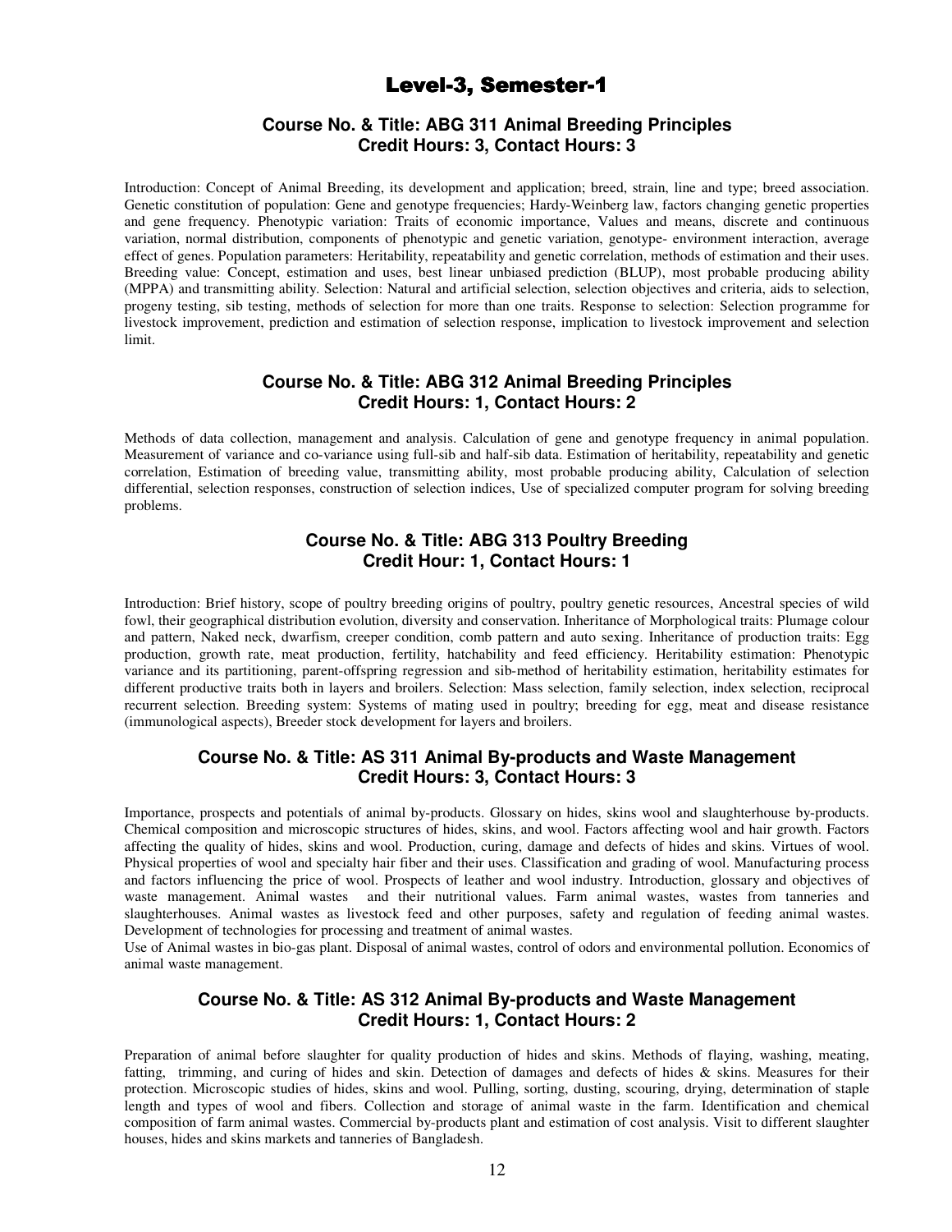# Level-3, Semester-1

## Course No. & Title: ABG 311 Animal Breeding Principles
## Credit Hours: 3, Contact Hours: 3

Introduction: Concept of Animal Breeding, its development and application; breed, strain, line and type; breed association. Genetic constitution of population: Gene and genotype frequencies; Hardy-Weinberg law, factors changing genetic properties and gene frequency. Phenotypic variation: Traits of economic importance, Values and means, discrete and continuous variation, normal distribution, components of phenotypic and genetic variation, genotype- environment interaction, average effect of genes. Population parameters: Heritability, repeatability and genetic correlation, methods of estimation and their uses. Breeding value: Concept, estimation and uses, best linear unbiased prediction (BLUP), most probable producing ability (MPPA) and transmitting ability. Selection: Natural and artificial selection, selection objectives and criteria, aids to selection, progeny testing, sib testing, methods of selection for more than one traits. Response to selection: Selection programme for livestock improvement, prediction and estimation of selection response, implication to livestock improvement and selection limit.

## Course No. & Title: ABG 312 Animal Breeding Principles
## Credit Hours: 1, Contact Hours: 2

Methods of data collection, management and analysis. Calculation of gene and genotype frequency in animal population. Measurement of variance and co-variance using full-sib and half-sib data. Estimation of heritability, repeatability and genetic correlation, Estimation of breeding value, transmitting ability, most probable producing ability, Calculation of selection differential, selection responses, construction of selection indices, Use of specialized computer program for solving breeding problems.

## Course No. & Title: ABG 313 Poultry Breeding
## Credit Hour: 1, Contact Hours: 1

Introduction: Brief history, scope of poultry breeding origins of poultry, poultry genetic resources, Ancestral species of wild fowl, their geographical distribution evolution, diversity and conservation. Inheritance of Morphological traits: Plumage colour and pattern, Naked neck, dwarfism, creeper condition, comb pattern and auto sexing. Inheritance of production traits: Egg production, growth rate, meat production, fertility, hatchability and feed efficiency. Heritability estimation: Phenotypic variance and its partitioning, parent-offspring regression and sib-method of heritability estimation, heritability estimates for different productive traits both in layers and broilers. Selection: Mass selection, family selection, index selection, reciprocal recurrent selection. Breeding system: Systems of mating used in poultry; breeding for egg, meat and disease resistance (immunological aspects), Breeder stock development for layers and broilers.

## Course No. & Title: AS 311 Animal By-products and Waste Management
## Credit Hours: 3, Contact Hours: 3

Importance, prospects and potentials of animal by-products. Glossary on hides, skins wool and slaughterhouse by-products. Chemical composition and microscopic structures of hides, skins, and wool. Factors affecting wool and hair growth. Factors affecting the quality of hides, skins and wool. Production, curing, damage and defects of hides and skins. Virtues of wool. Physical properties of wool and specialty hair fiber and their uses. Classification and grading of wool. Manufacturing process and factors influencing the price of wool. Prospects of leather and wool industry. Introduction, glossary and objectives of waste management. Animal wastes and their nutritional values. Farm animal wastes, wastes from tanneries and slaughterhouses. Animal wastes as livestock feed and other purposes, safety and regulation of feeding animal wastes. Development of technologies for processing and treatment of animal wastes.

Use of Animal wastes in bio-gas plant. Disposal of animal wastes, control of odors and environmental pollution. Economics of animal waste management.

## Course No. & Title: AS 312 Animal By-products and Waste Management
## Credit Hours: 1, Contact Hours: 2

Preparation of animal before slaughter for quality production of hides and skins. Methods of flaying, washing, meating, fatting, trimming, and curing of hides and skin. Detection of damages and defects of hides & skins. Measures for their protection. Microscopic studies of hides, skins and wool. Pulling, sorting, dusting, scouring, drying, determination of staple length and types of wool and fibers. Collection and storage of animal waste in the farm. Identification and chemical composition of farm animal wastes. Commercial by-products plant and estimation of cost analysis. Visit to different slaughter houses, hides and skins markets and tanneries of Bangladesh.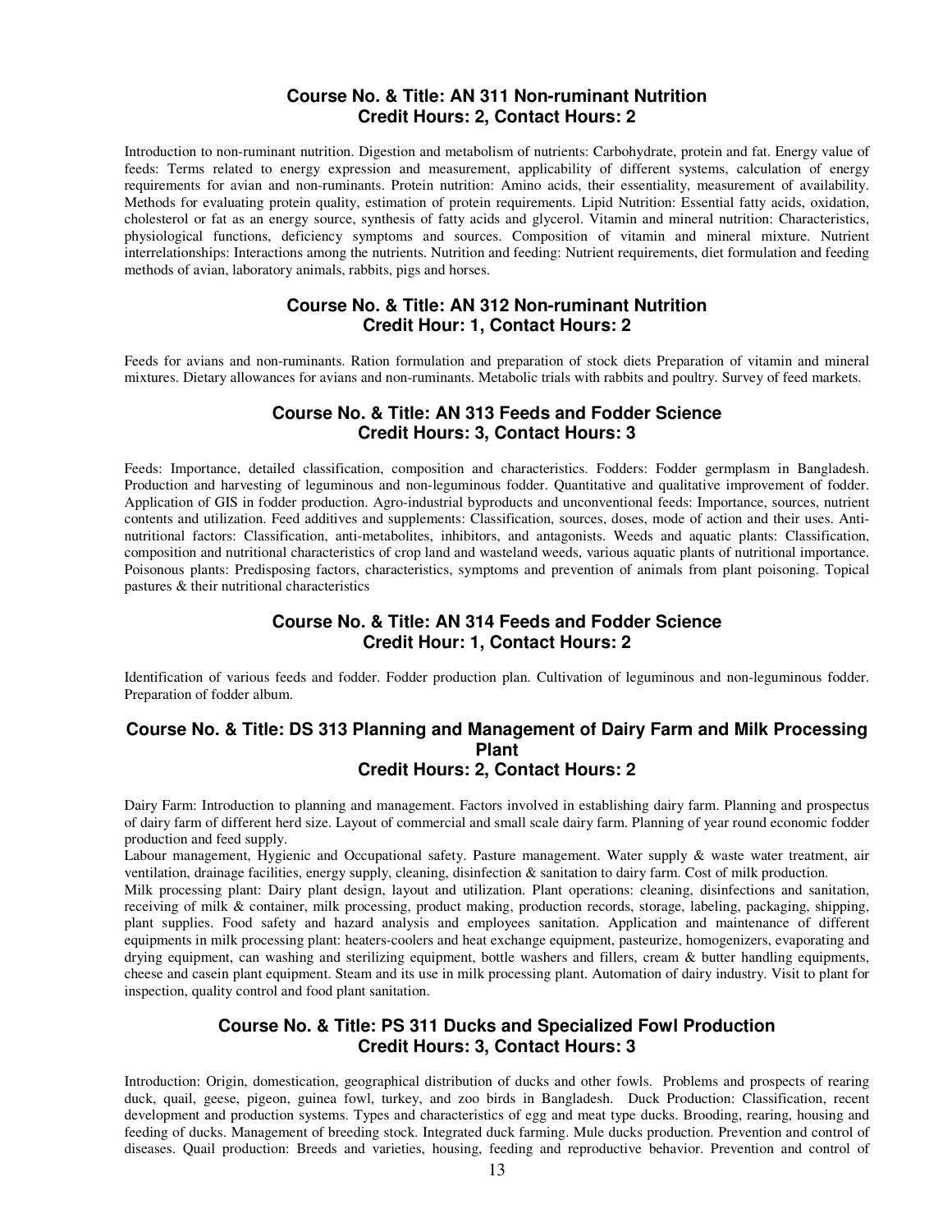## Course No. & Title: AN 311 Non-ruminant Nutrition
## Credit Hours: 2, Contact Hours: 2

Introduction to non-ruminant nutrition. Digestion and metabolism of nutrients: Carbohydrate, protein and fat. Energy value of feeds: Terms related to energy expression and measurement, applicability of different systems, calculation of energy requirements for avian and non-ruminants. Protein nutrition: Amino acids, their essentiality, measurement of availability. Methods for evaluating protein quality, estimation of protein requirements. Lipid Nutrition: Essential fatty acids, oxidation, cholesterol or fat as an energy source, synthesis of fatty acids and glycerol. Vitamin and mineral nutrition: Characteristics, physiological functions, deficiency symptoms and sources. Composition of vitamin and mineral mixture. Nutrient interrelationships: Interactions among the nutrients. Nutrition and feeding: Nutrient requirements, diet formulation and feeding methods of avian, laboratory animals, rabbits, pigs and horses.

## Course No. & Title: AN 312 Non-ruminant Nutrition
## Credit Hour: 1, Contact Hours: 2

Feeds for avians and non-ruminants. Ration formulation and preparation of stock diets Preparation of vitamin and mineral mixtures. Dietary allowances for avians and non-ruminants. Metabolic trials with rabbits and poultry. Survey of feed markets.

## Course No. & Title: AN 313 Feeds and Fodder Science
## Credit Hours: 3, Contact Hours: 3

Feeds: Importance, detailed classification, composition and characteristics. Fodders: Fodder germplasm in Bangladesh. Production and harvesting of leguminous and non-leguminous fodder. Quantitative and qualitative improvement of fodder. Application of GIS in fodder production. Agro-industrial byproducts and unconventional feeds: Importance, sources, nutrient contents and utilization. Feed additives and supplements: Classification, sources, doses, mode of action and their uses. Anti-nutritional factors: Classification, anti-metabolites, inhibitors, and antagonists. Weeds and aquatic plants: Classification, composition and nutritional characteristics of crop land and wasteland weeds, various aquatic plants of nutritional importance. Poisonous plants: Predisposing factors, characteristics, symptoms and prevention of animals from plant poisoning. Topical pastures & their nutritional characteristics

## Course No. & Title: AN 314 Feeds and Fodder Science
## Credit Hour: 1, Contact Hours: 2

Identification of various feeds and fodder. Fodder production plan. Cultivation of leguminous and non-leguminous fodder. Preparation of fodder album.

## Course No. & Title: DS 313 Planning and Management of Dairy Farm and Milk Processing Plant
## Credit Hours: 2, Contact Hours: 2

Dairy Farm: Introduction to planning and management. Factors involved in establishing dairy farm. Planning and prospectus of dairy farm of different herd size. Layout of commercial and small scale dairy farm. Planning of year round economic fodder production and feed supply.

Labour management, Hygienic and Occupational safety. Pasture management. Water supply & waste water treatment, air ventilation, drainage facilities, energy supply, cleaning, disinfection & sanitation to dairy farm. Cost of milk production.

Milk processing plant: Dairy plant design, layout and utilization. Plant operations: cleaning, disinfections and sanitation, receiving of milk & container, milk processing, product making, production records, storage, labeling, packaging, shipping, plant supplies. Food safety and hazard analysis and employees sanitation. Application and maintenance of different equipments in milk processing plant: heaters-coolers and heat exchange equipment, pasteurize, homogenizers, evaporating and drying equipment, can washing and sterilizing equipment, bottle washers and fillers, cream & butter handling equipments, cheese and casein plant equipment. Steam and its use in milk processing plant. Automation of dairy industry. Visit to plant for inspection, quality control and food plant sanitation.

## Course No. & Title: PS 311 Ducks and Specialized Fowl Production
## Credit Hours: 3, Contact Hours: 3

Introduction: Origin, domestication, geographical distribution of ducks and other fowls. Problems and prospects of rearing duck, quail, geese, pigeon, guinea fowl, turkey, and zoo birds in Bangladesh. Duck Production: Classification, recent development and production systems. Types and characteristics of egg and meat type ducks. Brooding, rearing, housing and feeding of ducks. Management of breeding stock. Integrated duck farming. Mule ducks production. Prevention and control of diseases. Quail production: Breeds and varieties, housing, feeding and reproductive behavior. Prevention and control of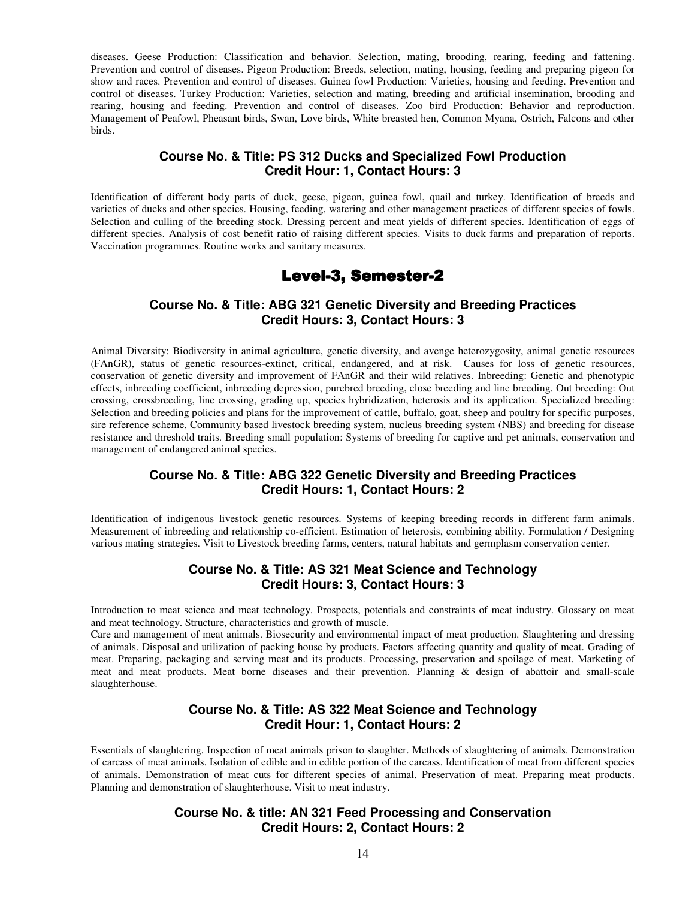diseases. Geese Production: Classification and behavior. Selection, mating, brooding, rearing, feeding and fattening. Prevention and control of diseases. Pigeon Production: Breeds, selection, mating, housing, feeding and preparing pigeon for show and races. Prevention and control of diseases. Guinea fowl Production: Varieties, housing and feeding. Prevention and control of diseases. Turkey Production: Varieties, selection and mating, breeding and artificial insemination, brooding and rearing, housing and feeding. Prevention and control of diseases. Zoo bird Production: Behavior and reproduction. Management of Peafowl, Pheasant birds, Swan, Love birds, White breasted hen, Common Myana, Ostrich, Falcons and other birds.

### Course No. & Title: PS 312 Ducks and Specialized Fowl Production
### Credit Hour: 1, Contact Hours: 3

Identification of different body parts of duck, geese, pigeon, guinea fowl, quail and turkey. Identification of breeds and varieties of ducks and other species. Housing, feeding, watering and other management practices of different species of fowls. Selection and culling of the breeding stock. Dressing percent and meat yields of different species. Identification of eggs of different species. Analysis of cost benefit ratio of raising different species. Visits to duck farms and preparation of reports. Vaccination programmes. Routine works and sanitary measures.

## Level-3, Semester-2

### Course No. & Title: ABG 321 Genetic Diversity and Breeding Practices
### Credit Hours: 3, Contact Hours: 3

Animal Diversity: Biodiversity in animal agriculture, genetic diversity, and avenge heterozygosity, animal genetic resources (FAnGR), status of genetic resources-extinct, critical, endangered, and at risk. Causes for loss of genetic resources, conservation of genetic diversity and improvement of FAnGR and their wild relatives. Inbreeding: Genetic and phenotypic effects, inbreeding coefficient, inbreeding depression, purebred breeding, close breeding and line breeding. Out breeding: Out crossing, crossbreeding, line crossing, grading up, species hybridization, heterosis and its application. Specialized breeding: Selection and breeding policies and plans for the improvement of cattle, buffalo, goat, sheep and poultry for specific purposes, sire reference scheme, Community based livestock breeding system, nucleus breeding system (NBS) and breeding for disease resistance and threshold traits. Breeding small population: Systems of breeding for captive and pet animals, conservation and management of endangered animal species.

### Course No. & Title: ABG 322 Genetic Diversity and Breeding Practices
### Credit Hours: 1, Contact Hours: 2

Identification of indigenous livestock genetic resources. Systems of keeping breeding records in different farm animals. Measurement of inbreeding and relationship co-efficient. Estimation of heterosis, combining ability. Formulation / Designing various mating strategies. Visit to Livestock breeding farms, centers, natural habitats and germplasm conservation center.

### Course No. & Title: AS 321 Meat Science and Technology
### Credit Hours: 3, Contact Hours: 3

Introduction to meat science and meat technology. Prospects, potentials and constraints of meat industry. Glossary on meat and meat technology. Structure, characteristics and growth of muscle.

Care and management of meat animals. Biosecurity and environmental impact of meat production. Slaughtering and dressing of animals. Disposal and utilization of packing house by products. Factors affecting quantity and quality of meat. Grading of meat. Preparing, packaging and serving meat and its products. Processing, preservation and spoilage of meat. Marketing of meat and meat products. Meat borne diseases and their prevention. Planning & design of abattoir and small-scale slaughterhouse.

### Course No. & Title: AS 322 Meat Science and Technology
### Credit Hour: 1, Contact Hours: 2

Essentials of slaughtering. Inspection of meat animals prison to slaughter. Methods of slaughtering of animals. Demonstration of carcass of meat animals. Isolation of edible and in edible portion of the carcass. Identification of meat from different species of animals. Demonstration of meat cuts for different species of animal. Preservation of meat. Preparing meat products. Planning and demonstration of slaughterhouse. Visit to meat industry.

### Course No. & title: AN 321 Feed Processing and Conservation
### Credit Hours: 2, Contact Hours: 2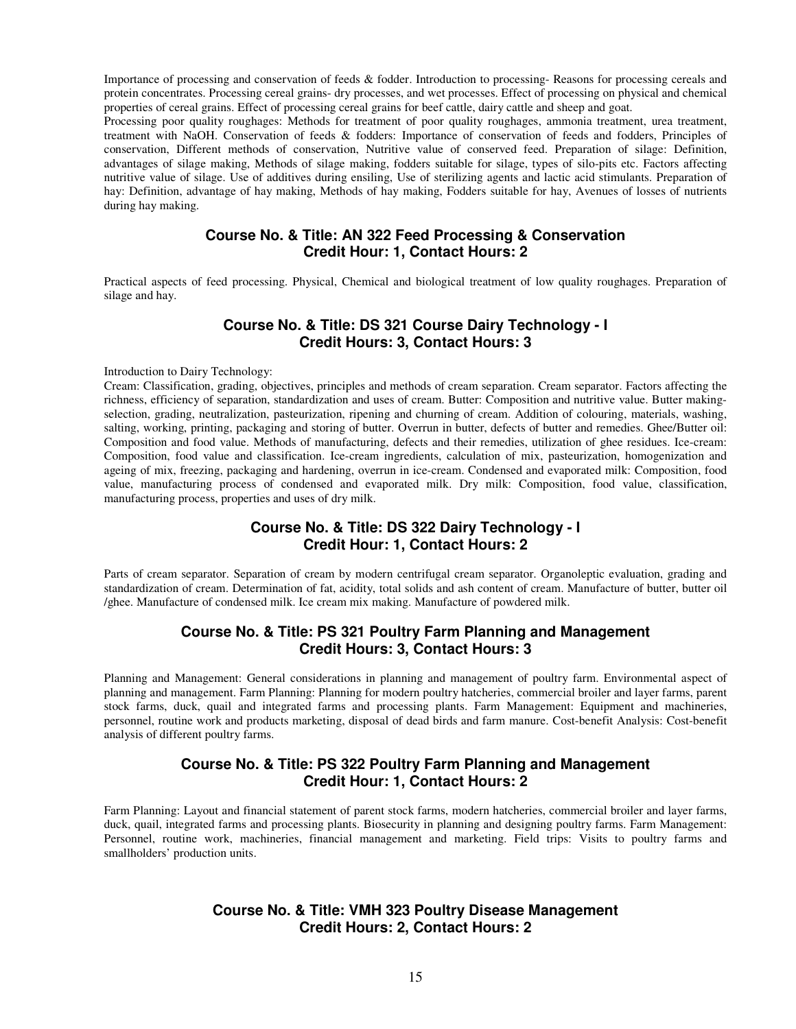Importance of processing and conservation of feeds & fodder. Introduction to processing- Reasons for processing cereals and protein concentrates. Processing cereal grains- dry processes, and wet processes. Effect of processing on physical and chemical properties of cereal grains. Effect of processing cereal grains for beef cattle, dairy cattle and sheep and goat.
Processing poor quality roughages: Methods for treatment of poor quality roughages, ammonia treatment, urea treatment, treatment with NaOH. Conservation of feeds & fodders: Importance of conservation of feeds and fodders, Principles of conservation, Different methods of conservation, Nutritive value of conserved feed. Preparation of silage: Definition, advantages of silage making, Methods of silage making, fodders suitable for silage, types of silo-pits etc. Factors affecting nutritive value of silage. Use of additives during ensiling, Use of sterilizing agents and lactic acid stimulants. Preparation of hay: Definition, advantage of hay making, Methods of hay making, Fodders suitable for hay, Avenues of losses of nutrients during hay making.

## Course No. & Title: AN 322 Feed Processing & Conservation
## Credit Hour: 1, Contact Hours: 2

Practical aspects of feed processing. Physical, Chemical and biological treatment of low quality roughages. Preparation of silage and hay.

## Course No. & Title: DS 321 Course Dairy Technology - I
## Credit Hours: 3, Contact Hours: 3

Introduction to Dairy Technology:
Cream: Classification, grading, objectives, principles and methods of cream separation. Cream separator. Factors affecting the richness, efficiency of separation, standardization and uses of cream. Butter: Composition and nutritive value. Butter making- selection, grading, neutralization, pasteurization, ripening and churning of cream. Addition of colouring, materials, washing, salting, working, printing, packaging and storing of butter. Overrun in butter, defects of butter and remedies. Ghee/Butter oil: Composition and food value. Methods of manufacturing, defects and their remedies, utilization of ghee residues. Ice-cream: Composition, food value and classification. Ice-cream ingredients, calculation of mix, pasteurization, homogenization and ageing of mix, freezing, packaging and hardening, overrun in ice-cream. Condensed and evaporated milk: Composition, food value, manufacturing process of condensed and evaporated milk. Dry milk: Composition, food value, classification, manufacturing process, properties and uses of dry milk.

## Course No. & Title: DS 322 Dairy Technology - I
## Credit Hour: 1, Contact Hours: 2

Parts of cream separator. Separation of cream by modern centrifugal cream separator. Organoleptic evaluation, grading and standardization of cream. Determination of fat, acidity, total solids and ash content of cream. Manufacture of butter, butter oil /ghee. Manufacture of condensed milk. Ice cream mix making. Manufacture of powdered milk.

## Course No. & Title: PS 321 Poultry Farm Planning and Management
## Credit Hours: 3, Contact Hours: 3

Planning and Management: General considerations in planning and management of poultry farm. Environmental aspect of planning and management. Farm Planning: Planning for modern poultry hatcheries, commercial broiler and layer farms, parent stock farms, duck, quail and integrated farms and processing plants. Farm Management: Equipment and machineries, personnel, routine work and products marketing, disposal of dead birds and farm manure. Cost-benefit Analysis: Cost-benefit analysis of different poultry farms.

## Course No. & Title: PS 322 Poultry Farm Planning and Management
## Credit Hour: 1, Contact Hours: 2

Farm Planning: Layout and financial statement of parent stock farms, modern hatcheries, commercial broiler and layer farms, duck, quail, integrated farms and processing plants. Biosecurity in planning and designing poultry farms. Farm Management: Personnel, routine work, machineries, financial management and marketing. Field trips: Visits to poultry farms and smallholders' production units.

## Course No. & Title: VMH 323 Poultry Disease Management
## Credit Hours: 2, Contact Hours: 2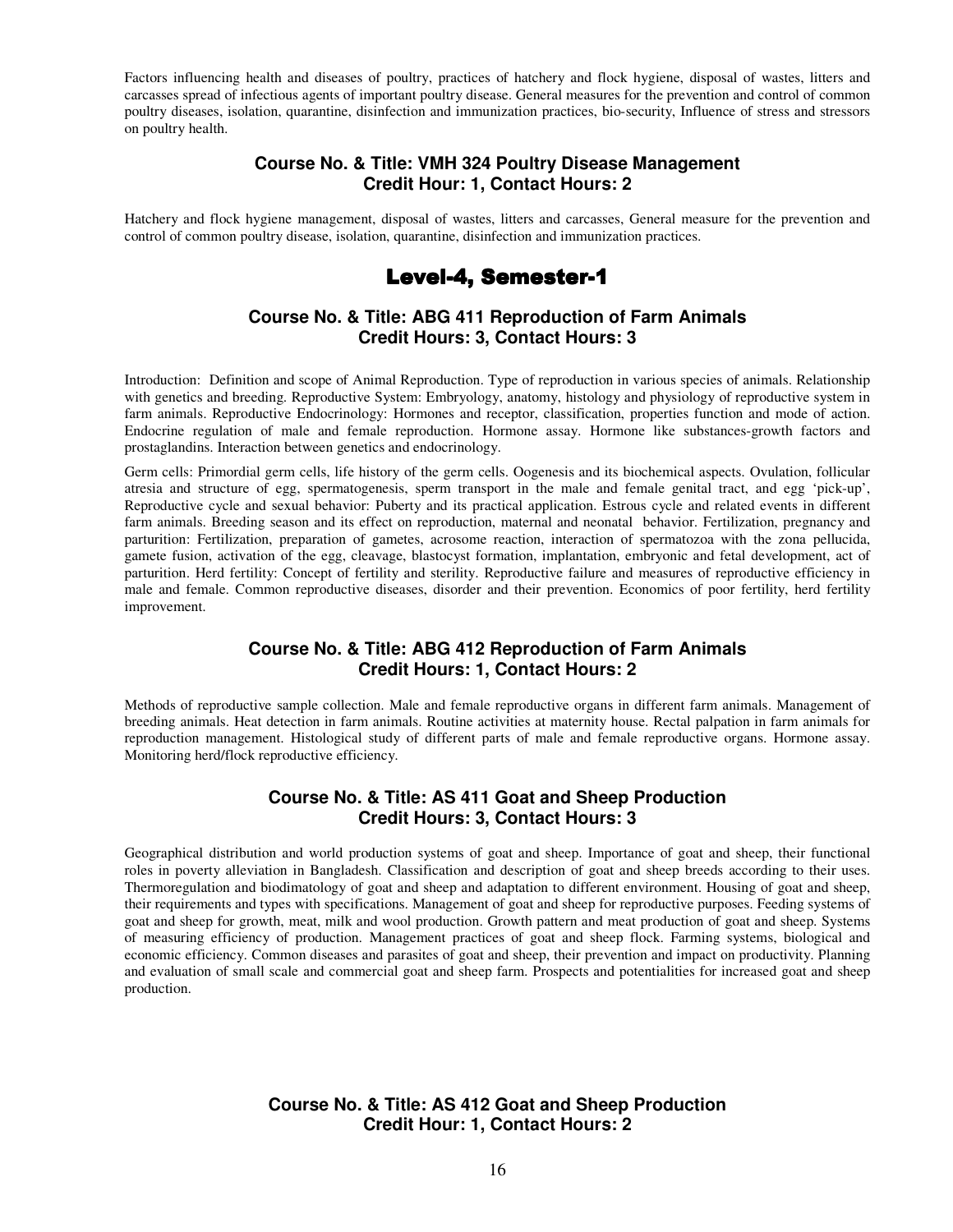Factors influencing health and diseases of poultry, practices of hatchery and flock hygiene, disposal of wastes, litters and carcasses spread of infectious agents of important poultry disease. General measures for the prevention and control of common poultry diseases, isolation, quarantine, disinfection and immunization practices, bio-security, Influence of stress and stressors on poultry health.

### Course No. & Title: VMH 324 Poultry Disease Management
### Credit Hour: 1, Contact Hours: 2

Hatchery and flock hygiene management, disposal of wastes, litters and carcasses, General measure for the prevention and control of common poultry disease, isolation, quarantine, disinfection and immunization practices.

## Level-4, Semester-1

### Course No. & Title: ABG 411 Reproduction of Farm Animals
### Credit Hours: 3, Contact Hours: 3

Introduction: Definition and scope of Animal Reproduction. Type of reproduction in various species of animals. Relationship with genetics and breeding. Reproductive System: Embryology, anatomy, histology and physiology of reproductive system in farm animals. Reproductive Endocrinology: Hormones and receptor, classification, properties function and mode of action. Endocrine regulation of male and female reproduction. Hormone assay. Hormone like substances-growth factors and prostaglandins. Interaction between genetics and endocrinology.

Germ cells: Primordial germ cells, life history of the germ cells. Oogenesis and its biochemical aspects. Ovulation, follicular atresia and structure of egg, spermatogenesis, sperm transport in the male and female genital tract, and egg 'pick-up', Reproductive cycle and sexual behavior: Puberty and its practical application. Estrous cycle and related events in different farm animals. Breeding season and its effect on reproduction, maternal and neonatal behavior. Fertilization, pregnancy and parturition: Fertilization, preparation of gametes, acrosome reaction, interaction of spermatozoa with the zona pellucida, gamete fusion, activation of the egg, cleavage, blastocyst formation, implantation, embryonic and fetal development, act of parturition. Herd fertility: Concept of fertility and sterility. Reproductive failure and measures of reproductive efficiency in male and female. Common reproductive diseases, disorder and their prevention. Economics of poor fertility, herd fertility improvement.

### Course No. & Title: ABG 412 Reproduction of Farm Animals
### Credit Hours: 1, Contact Hours: 2

Methods of reproductive sample collection. Male and female reproductive organs in different farm animals. Management of breeding animals. Heat detection in farm animals. Routine activities at maternity house. Rectal palpation in farm animals for reproduction management. Histological study of different parts of male and female reproductive organs. Hormone assay. Monitoring herd/flock reproductive efficiency.

### Course No. & Title: AS 411 Goat and Sheep Production
### Credit Hours: 3, Contact Hours: 3

Geographical distribution and world production systems of goat and sheep. Importance of goat and sheep, their functional roles in poverty alleviation in Bangladesh. Classification and description of goat and sheep breeds according to their uses. Thermoregulation and biodimatology of goat and sheep and adaptation to different environment. Housing of goat and sheep, their requirements and types with specifications. Management of goat and sheep for reproductive purposes. Feeding systems of goat and sheep for growth, meat, milk and wool production. Growth pattern and meat production of goat and sheep. Systems of measuring efficiency of production. Management practices of goat and sheep flock. Farming systems, biological and economic efficiency. Common diseases and parasites of goat and sheep, their prevention and impact on productivity. Planning and evaluation of small scale and commercial goat and sheep farm. Prospects and potentialities for increased goat and sheep production.

### Course No. & Title: AS 412 Goat and Sheep Production
### Credit Hour: 1, Contact Hours: 2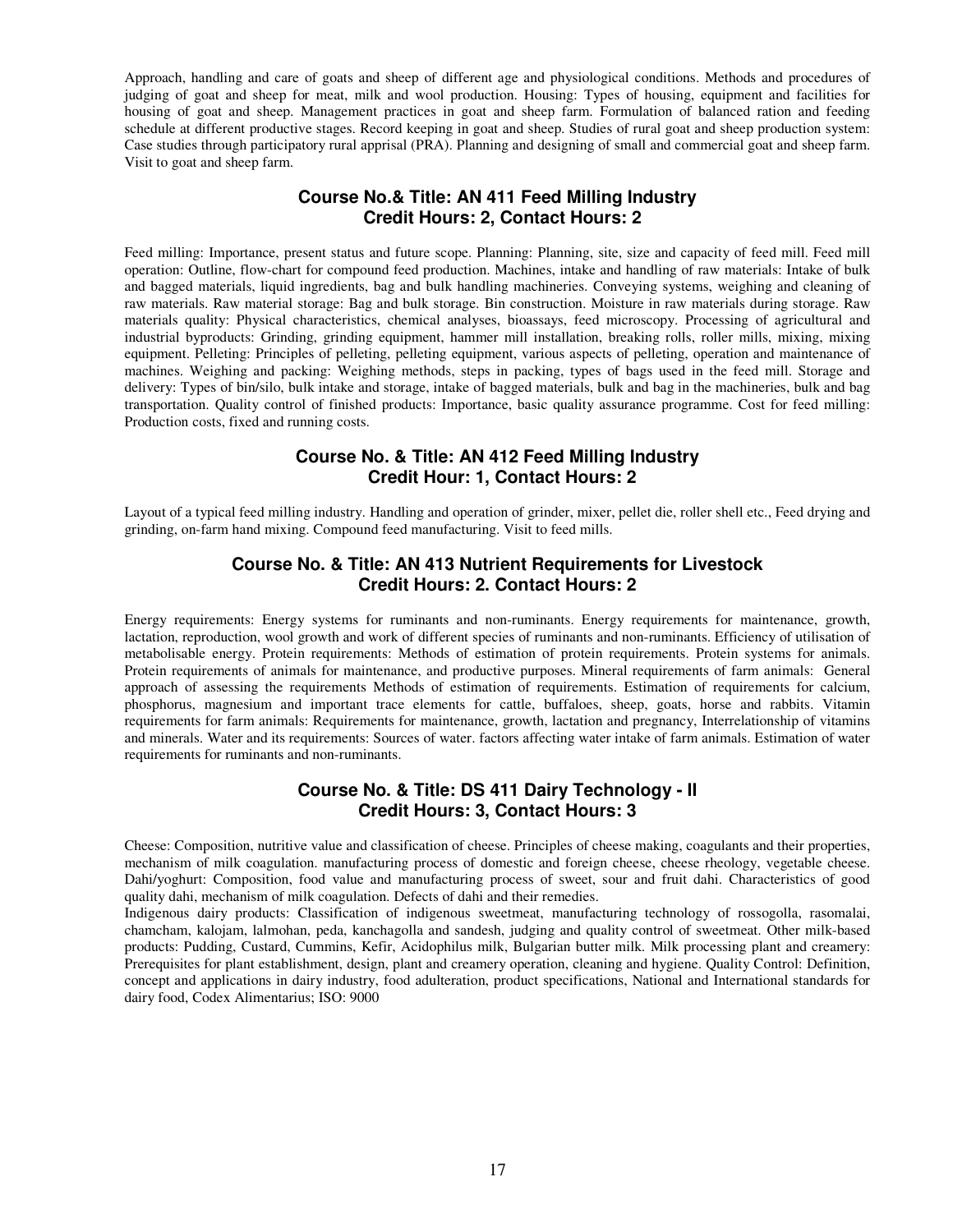Approach, handling and care of goats and sheep of different age and physiological conditions. Methods and procedures of judging of goat and sheep for meat, milk and wool production. Housing: Types of housing, equipment and facilities for housing of goat and sheep. Management practices in goat and sheep farm. Formulation of balanced ration and feeding schedule at different productive stages. Record keeping in goat and sheep. Studies of rural goat and sheep production system: Case studies through participatory rural apprisal (PRA). Planning and designing of small and commercial goat and sheep farm. Visit to goat and sheep farm.

## Course No.& Title: AN 411 Feed Milling Industry
## Credit Hours: 2, Contact Hours: 2

Feed milling: Importance, present status and future scope. Planning: Planning, site, size and capacity of feed mill. Feed mill operation: Outline, flow-chart for compound feed production. Machines, intake and handling of raw materials: Intake of bulk and bagged materials, liquid ingredients, bag and bulk handling machineries. Conveying systems, weighing and cleaning of raw materials. Raw material storage: Bag and bulk storage. Bin construction. Moisture in raw materials during storage. Raw materials quality: Physical characteristics, chemical analyses, bioassays, feed microscopy. Processing of agricultural and industrial byproducts: Grinding, grinding equipment, hammer mill installation, breaking rolls, roller mills, mixing, mixing equipment. Pelleting: Principles of pelleting, pelleting equipment, various aspects of pelleting, operation and maintenance of machines. Weighing and packing: Weighing methods, steps in packing, types of bags used in the feed mill. Storage and delivery: Types of bin/silo, bulk intake and storage, intake of bagged materials, bulk and bag in the machineries, bulk and bag transportation. Quality control of finished products: Importance, basic quality assurance programme. Cost for feed milling: Production costs, fixed and running costs.

## Course No. & Title: AN 412 Feed Milling Industry
## Credit Hour: 1, Contact Hours: 2

Layout of a typical feed milling industry. Handling and operation of grinder, mixer, pellet die, roller shell etc., Feed drying and grinding, on-farm hand mixing. Compound feed manufacturing. Visit to feed mills.

## Course No. & Title: AN 413 Nutrient Requirements for Livestock
## Credit Hours: 2. Contact Hours: 2

Energy requirements: Energy systems for ruminants and non-ruminants. Energy requirements for maintenance, growth, lactation, reproduction, wool growth and work of different species of ruminants and non-ruminants. Efficiency of utilisation of metabolisable energy. Protein requirements: Methods of estimation of protein requirements. Protein systems for animals. Protein requirements of animals for maintenance, and productive purposes. Mineral requirements of farm animals: General approach of assessing the requirements Methods of estimation of requirements. Estimation of requirements for calcium, phosphorus, magnesium and important trace elements for cattle, buffaloes, sheep, goats, horse and rabbits. Vitamin requirements for farm animals: Requirements for maintenance, growth, lactation and pregnancy, Interrelationship of vitamins and minerals. Water and its requirements: Sources of water. factors affecting water intake of farm animals. Estimation of water requirements for ruminants and non-ruminants.

## Course No. & Title: DS 411 Dairy Technology - II
## Credit Hours: 3, Contact Hours: 3

Cheese: Composition, nutritive value and classification of cheese. Principles of cheese making, coagulants and their properties, mechanism of milk coagulation. manufacturing process of domestic and foreign cheese, cheese rheology, vegetable cheese. Dahi/yoghurt: Composition, food value and manufacturing process of sweet, sour and fruit dahi. Characteristics of good quality dahi, mechanism of milk coagulation. Defects of dahi and their remedies.

Indigenous dairy products: Classification of indigenous sweetmeat, manufacturing technology of rossogolla, rasomalai, chamcham, kalojam, lalmohan, peda, kanchagolla and sandesh, judging and quality control of sweetmeat. Other milk-based products: Pudding, Custard, Cummins, Kefir, Acidophilus milk, Bulgarian butter milk. Milk processing plant and creamery: Prerequisites for plant establishment, design, plant and creamery operation, cleaning and hygiene. Quality Control: Definition, concept and applications in dairy industry, food adulteration, product specifications, National and International standards for dairy food, Codex Alimentarius; ISO: 9000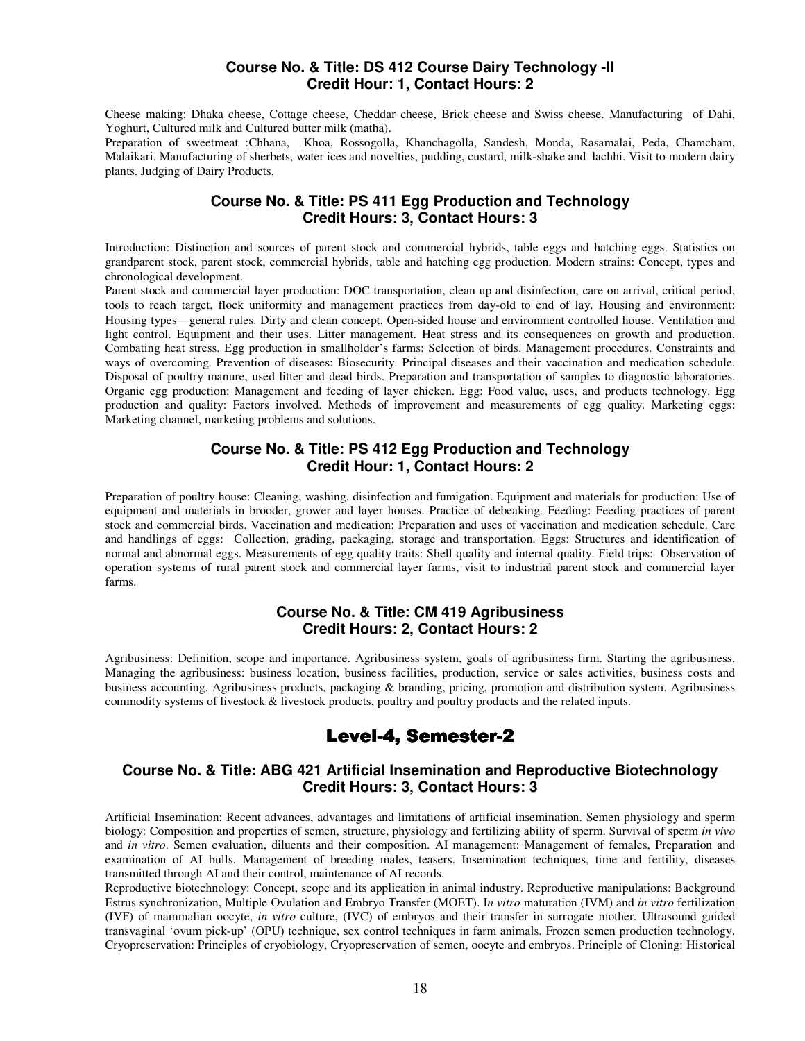### Course No. & Title: DS 412 Course Dairy Technology -II
### Credit Hour: 1, Contact Hours: 2

Cheese making: Dhaka cheese, Cottage cheese, Cheddar cheese, Brick cheese and Swiss cheese. Manufacturing of Dahi, Yoghurt, Cultured milk and Cultured butter milk (matha).
Preparation of sweetmeat :Chhana, Khoa, Rossogolla, Khanchagolla, Sandesh, Monda, Rasamalai, Peda, Chamcham, Malaikari. Manufacturing of sherbets, water ices and novelties, pudding, custard, milk-shake and lachhi. Visit to modern dairy plants. Judging of Dairy Products.

### Course No. & Title: PS 411 Egg Production and Technology
### Credit Hours: 3, Contact Hours: 3

Introduction: Distinction and sources of parent stock and commercial hybrids, table eggs and hatching eggs. Statistics on grandparent stock, parent stock, commercial hybrids, table and hatching egg production. Modern strains: Concept, types and chronological development.
Parent stock and commercial layer production: DOC transportation, clean up and disinfection, care on arrival, critical period, tools to reach target, flock uniformity and management practices from day-old to end of lay. Housing and environment: Housing types—general rules. Dirty and clean concept. Open-sided house and environment controlled house. Ventilation and light control. Equipment and their uses. Litter management. Heat stress and its consequences on growth and production. Combating heat stress. Egg production in smallholder's farms: Selection of birds. Management procedures. Constraints and ways of overcoming. Prevention of diseases: Biosecurity. Principal diseases and their vaccination and medication schedule. Disposal of poultry manure, used litter and dead birds. Preparation and transportation of samples to diagnostic laboratories. Organic egg production: Management and feeding of layer chicken. Egg: Food value, uses, and products technology. Egg production and quality: Factors involved. Methods of improvement and measurements of egg quality. Marketing eggs: Marketing channel, marketing problems and solutions.

### Course No. & Title: PS 412 Egg Production and Technology
### Credit Hour: 1, Contact Hours: 2

Preparation of poultry house: Cleaning, washing, disinfection and fumigation. Equipment and materials for production: Use of equipment and materials in brooder, grower and layer houses. Practice of debeaking. Feeding: Feeding practices of parent stock and commercial birds. Vaccination and medication: Preparation and uses of vaccination and medication schedule. Care and handlings of eggs: Collection, grading, packaging, storage and transportation. Eggs: Structures and identification of normal and abnormal eggs. Measurements of egg quality traits: Shell quality and internal quality. Field trips: Observation of operation systems of rural parent stock and commercial layer farms, visit to industrial parent stock and commercial layer farms.

### Course No. & Title: CM 419 Agribusiness
### Credit Hours: 2, Contact Hours: 2

Agribusiness: Definition, scope and importance. Agribusiness system, goals of agribusiness firm. Starting the agribusiness. Managing the agribusiness: business location, business facilities, production, service or sales activities, business costs and business accounting. Agribusiness products, packaging & branding, pricing, promotion and distribution system. Agribusiness commodity systems of livestock & livestock products, poultry and poultry products and the related inputs.

## Level-4, Semester-2

### Course No. & Title: ABG 421 Artificial Insemination and Reproductive Biotechnology
### Credit Hours: 3, Contact Hours: 3

Artificial Insemination: Recent advances, advantages and limitations of artificial insemination. Semen physiology and sperm biology: Composition and properties of semen, structure, physiology and fertilizing ability of sperm. Survival of sperm *in vivo* and *in vitro*. Semen evaluation, diluents and their composition. AI management: Management of females, Preparation and examination of AI bulls. Management of breeding males, teasers. Insemination techniques, time and fertility, diseases transmitted through AI and their control, maintenance of AI records.
Reproductive biotechnology: Concept, scope and its application in animal industry. Reproductive manipulations: Background Estrus synchronization, Multiple Ovulation and Embryo Transfer (MOET). I*n vitro* maturation (IVM) and *in vitro* fertilization (IVF) of mammalian oocyte, *in vitro* culture, (IVC) of embryos and their transfer in surrogate mother. Ultrasound guided transvaginal 'ovum pick-up' (OPU) technique, sex control techniques in farm animals. Frozen semen production technology. Cryopreservation: Principles of cryobiology, Cryopreservation of semen, oocyte and embryos. Principle of Cloning: Historical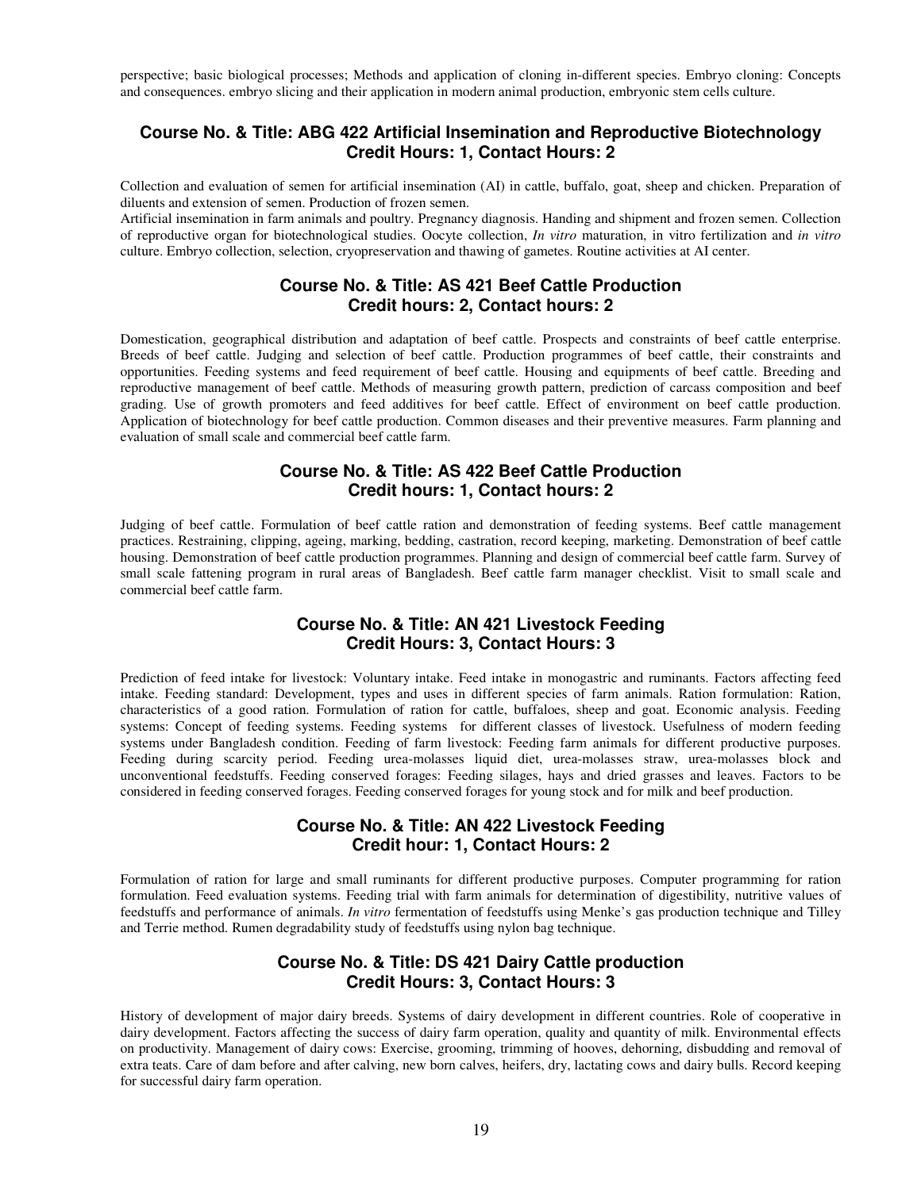perspective; basic biological processes; Methods and application of cloning in-different species. Embryo cloning: Concepts and consequences. embryo slicing and their application in modern animal production, embryonic stem cells culture.

### Course No. & Title: ABG 422 Artificial Insemination and Reproductive Biotechnology
### Credit Hours: 1, Contact Hours: 2

Collection and evaluation of semen for artificial insemination (AI) in cattle, buffalo, goat, sheep and chicken. Preparation of diluents and extension of semen. Production of frozen semen.

Artificial insemination in farm animals and poultry. Pregnancy diagnosis. Handing and shipment and frozen semen. Collection of reproductive organ for biotechnological studies. Oocyte collection, *In vitro* maturation, in vitro fertilization and *in vitro* culture. Embryo collection, selection, cryopreservation and thawing of gametes. Routine activities at AI center.

### Course No. & Title: AS 421 Beef Cattle Production
### Credit hours: 2, Contact hours: 2

Domestication, geographical distribution and adaptation of beef cattle. Prospects and constraints of beef cattle enterprise. Breeds of beef cattle. Judging and selection of beef cattle. Production programmes of beef cattle, their constraints and opportunities. Feeding systems and feed requirement of beef cattle. Housing and equipments of beef cattle. Breeding and reproductive management of beef cattle. Methods of measuring growth pattern, prediction of carcass composition and beef grading. Use of growth promoters and feed additives for beef cattle. Effect of environment on beef cattle production. Application of biotechnology for beef cattle production. Common diseases and their preventive measures. Farm planning and evaluation of small scale and commercial beef cattle farm.

### Course No. & Title: AS 422 Beef Cattle Production
### Credit hours: 1, Contact hours: 2

Judging of beef cattle. Formulation of beef cattle ration and demonstration of feeding systems. Beef cattle management practices. Restraining, clipping, ageing, marking, bedding, castration, record keeping, marketing. Demonstration of beef cattle housing. Demonstration of beef cattle production programmes. Planning and design of commercial beef cattle farm. Survey of small scale fattening program in rural areas of Bangladesh. Beef cattle farm manager checklist. Visit to small scale and commercial beef cattle farm.

### Course No. & Title: AN 421 Livestock Feeding
### Credit Hours: 3, Contact Hours: 3

Prediction of feed intake for livestock: Voluntary intake. Feed intake in monogastric and ruminants. Factors affecting feed intake. Feeding standard: Development, types and uses in different species of farm animals. Ration formulation: Ration, characteristics of a good ration. Formulation of ration for cattle, buffaloes, sheep and goat. Economic analysis. Feeding systems: Concept of feeding systems. Feeding systems for different classes of livestock. Usefulness of modern feeding systems under Bangladesh condition. Feeding of farm livestock: Feeding farm animals for different productive purposes. Feeding during scarcity period. Feeding urea-molasses liquid diet, urea-molasses straw, urea-molasses block and unconventional feedstuffs. Feeding conserved forages: Feeding silages, hays and dried grasses and leaves. Factors to be considered in feeding conserved forages. Feeding conserved forages for young stock and for milk and beef production.

### Course No. & Title: AN 422 Livestock Feeding
### Credit hour: 1, Contact Hours: 2

Formulation of ration for large and small ruminants for different productive purposes. Computer programming for ration formulation. Feed evaluation systems. Feeding trial with farm animals for determination of digestibility, nutritive values of feedstuffs and performance of animals. *In vitro* fermentation of feedstuffs using Menke's gas production technique and Tilley and Terrie method. Rumen degradability study of feedstuffs using nylon bag technique.

### Course No. & Title: DS 421 Dairy Cattle production
### Credit Hours: 3, Contact Hours: 3

History of development of major dairy breeds. Systems of dairy development in different countries. Role of cooperative in dairy development. Factors affecting the success of dairy farm operation, quality and quantity of milk. Environmental effects on productivity. Management of dairy cows: Exercise, grooming, trimming of hooves, dehorning, disbudding and removal of extra teats. Care of dam before and after calving, new born calves, heifers, dry, lactating cows and dairy bulls. Record keeping for successful dairy farm operation.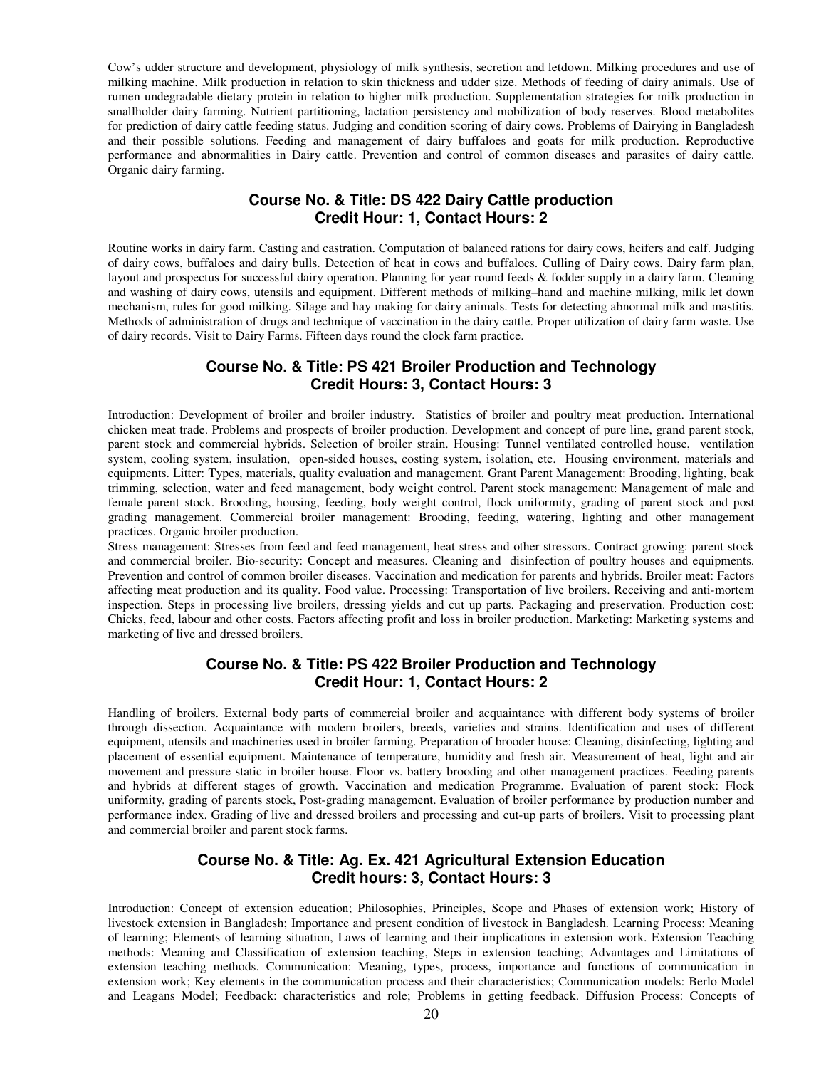Cow's udder structure and development, physiology of milk synthesis, secretion and letdown. Milking procedures and use of milking machine. Milk production in relation to skin thickness and udder size. Methods of feeding of dairy animals. Use of rumen undegradable dietary protein in relation to higher milk production. Supplementation strategies for milk production in smallholder dairy farming. Nutrient partitioning, lactation persistency and mobilization of body reserves. Blood metabolites for prediction of dairy cattle feeding status. Judging and condition scoring of dairy cows. Problems of Dairying in Bangladesh and their possible solutions. Feeding and management of dairy buffaloes and goats for milk production. Reproductive performance and abnormalities in Dairy cattle. Prevention and control of common diseases and parasites of dairy cattle. Organic dairy farming.

## Course No. & Title: DS 422 Dairy Cattle production
## Credit Hour: 1, Contact Hours: 2

Routine works in dairy farm. Casting and castration. Computation of balanced rations for dairy cows, heifers and calf. Judging of dairy cows, buffaloes and dairy bulls. Detection of heat in cows and buffaloes. Culling of Dairy cows. Dairy farm plan, layout and prospectus for successful dairy operation. Planning for year round feeds & fodder supply in a dairy farm. Cleaning and washing of dairy cows, utensils and equipment. Different methods of milking–hand and machine milking, milk let down mechanism, rules for good milking. Silage and hay making for dairy animals. Tests for detecting abnormal milk and mastitis. Methods of administration of drugs and technique of vaccination in the dairy cattle. Proper utilization of dairy farm waste. Use of dairy records. Visit to Dairy Farms. Fifteen days round the clock farm practice.

## Course No. & Title: PS 421 Broiler Production and Technology
## Credit Hours: 3, Contact Hours: 3

Introduction: Development of broiler and broiler industry. Statistics of broiler and poultry meat production. International chicken meat trade. Problems and prospects of broiler production. Development and concept of pure line, grand parent stock, parent stock and commercial hybrids. Selection of broiler strain. Housing: Tunnel ventilated controlled house, ventilation system, cooling system, insulation, open-sided houses, costing system, isolation, etc. Housing environment, materials and equipments. Litter: Types, materials, quality evaluation and management. Grant Parent Management: Brooding, lighting, beak trimming, selection, water and feed management, body weight control. Parent stock management: Management of male and female parent stock. Brooding, housing, feeding, body weight control, flock uniformity, grading of parent stock and post grading management. Commercial broiler management: Brooding, feeding, watering, lighting and other management practices. Organic broiler production.

Stress management: Stresses from feed and feed management, heat stress and other stressors. Contract growing: parent stock and commercial broiler. Bio-security: Concept and measures. Cleaning and disinfection of poultry houses and equipments. Prevention and control of common broiler diseases. Vaccination and medication for parents and hybrids. Broiler meat: Factors affecting meat production and its quality. Food value. Processing: Transportation of live broilers. Receiving and anti-mortem inspection. Steps in processing live broilers, dressing yields and cut up parts. Packaging and preservation. Production cost: Chicks, feed, labour and other costs. Factors affecting profit and loss in broiler production. Marketing: Marketing systems and marketing of live and dressed broilers.

## Course No. & Title: PS 422 Broiler Production and Technology
## Credit Hour: 1, Contact Hours: 2

Handling of broilers. External body parts of commercial broiler and acquaintance with different body systems of broiler through dissection. Acquaintance with modern broilers, breeds, varieties and strains. Identification and uses of different equipment, utensils and machineries used in broiler farming. Preparation of brooder house: Cleaning, disinfecting, lighting and placement of essential equipment. Maintenance of temperature, humidity and fresh air. Measurement of heat, light and air movement and pressure static in broiler house. Floor vs. battery brooding and other management practices. Feeding parents and hybrids at different stages of growth. Vaccination and medication Programme. Evaluation of parent stock: Flock uniformity, grading of parents stock, Post-grading management. Evaluation of broiler performance by production number and performance index. Grading of live and dressed broilers and processing and cut-up parts of broilers. Visit to processing plant and commercial broiler and parent stock farms.

## Course No. & Title: Ag. Ex. 421 Agricultural Extension Education
## Credit hours: 3, Contact Hours: 3

Introduction: Concept of extension education; Philosophies, Principles, Scope and Phases of extension work; History of livestock extension in Bangladesh; Importance and present condition of livestock in Bangladesh. Learning Process: Meaning of learning; Elements of learning situation, Laws of learning and their implications in extension work. Extension Teaching methods: Meaning and Classification of extension teaching, Steps in extension teaching; Advantages and Limitations of extension teaching methods. Communication: Meaning, types, process, importance and functions of communication in extension work; Key elements in the communication process and their characteristics; Communication models: Berlo Model and Leagans Model; Feedback: characteristics and role; Problems in getting feedback. Diffusion Process: Concepts of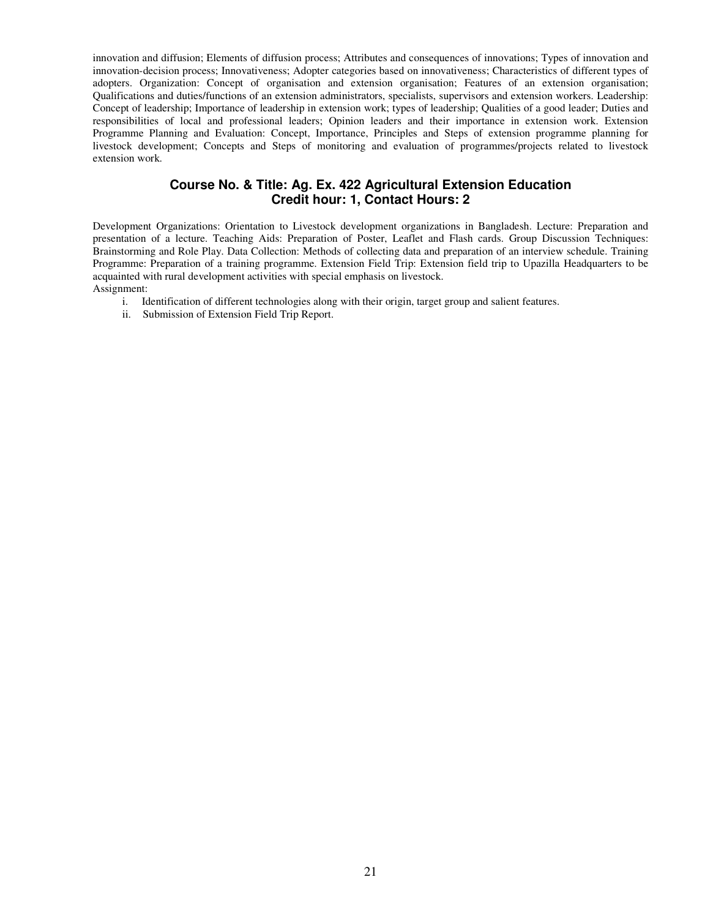innovation and diffusion; Elements of diffusion process; Attributes and consequences of innovations; Types of innovation and innovation-decision process; Innovativeness; Adopter categories based on innovativeness; Characteristics of different types of adopters. Organization: Concept of organisation and extension organisation; Features of an extension organisation; Qualifications and duties/functions of an extension administrators, specialists, supervisors and extension workers. Leadership: Concept of leadership; Importance of leadership in extension work; types of leadership; Qualities of a good leader; Duties and responsibilities of local and professional leaders; Opinion leaders and their importance in extension work. Extension Programme Planning and Evaluation: Concept, Importance, Principles and Steps of extension programme planning for livestock development; Concepts and Steps of monitoring and evaluation of programmes/projects related to livestock extension work.

## Course No. & Title: Ag. Ex. 422 Agricultural Extension Education
## Credit hour: 1, Contact Hours: 2

Development Organizations: Orientation to Livestock development organizations in Bangladesh. Lecture: Preparation and presentation of a lecture. Teaching Aids: Preparation of Poster, Leaflet and Flash cards. Group Discussion Techniques: Brainstorming and Role Play. Data Collection: Methods of collecting data and preparation of an interview schedule. Training Programme: Preparation of a training programme. Extension Field Trip: Extension field trip to Upazilla Headquarters to be acquainted with rural development activities with special emphasis on livestock.

Assignment:

i. Identification of different technologies along with their origin, target group and salient features.
ii. Submission of Extension Field Trip Report.